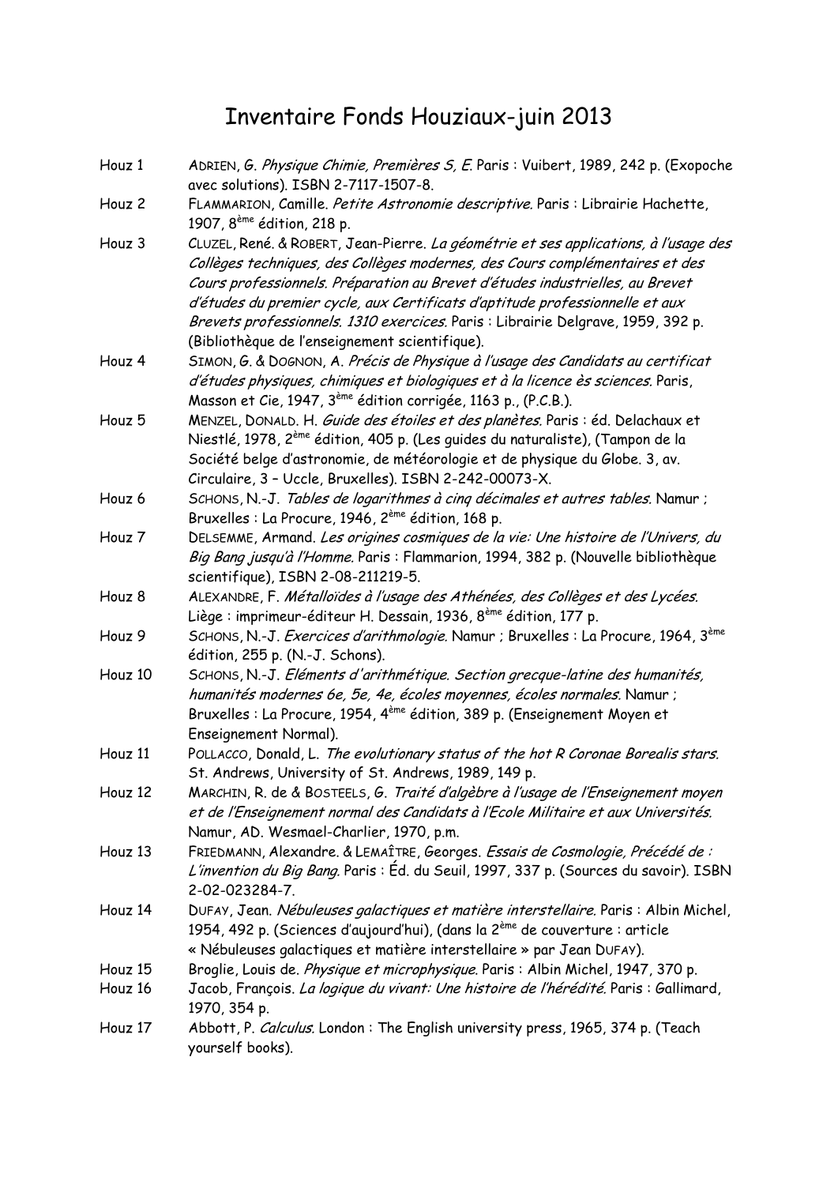# Inventaire Fonds Houziaux-juin 2013

| | |
|---|---|
| Houz 1 | ADRIEN, G. *Physique Chimie, Premières S, E.* Paris : Vuibert, 1989, 242 p. (Exopoche avec solutions). ISBN 2-7117-1507-8. |
| Houz 2 | FLAMMARION, Camille. *Petite Astronomie descriptive.* Paris : Librairie Hachette, 1907, 8ème édition, 218 p. |
| Houz 3 | CLUZEL, René. & ROBERT, Jean-Pierre. *La géométrie et ses applications, à l'usage des Collèges techniques, des Collèges modernes, des Cours complémentaires et des Cours professionnels. Préparation au Brevet d'études industrielles, au Brevet d'études du premier cycle, aux Certificats d'aptitude professionnelle et aux Brevets professionnels. 1310 exercices.* Paris : Librairie Delgrave, 1959, 392 p. (Bibliothèque de l'enseignement scientifique). |
| Houz 4 | SIMON, G. & DOGNON, A. *Précis de Physique à l'usage des Candidats au certificat d'études physiques, chimiques et biologiques et à la licence ès sciences.* Paris, Masson et Cie, 1947, 3ème édition corrigée, 1163 p., (P.C.B.). |
| Houz 5 | MENZEL, DONALD. H. *Guide des étoiles et des planètes.* Paris : éd. Delachaux et Niestlé, 1978, 2ème édition, 405 p. (Les guides du naturaliste), (Tampon de la Société belge d'astronomie, de météorologie et de physique du Globe. 3, av. Circulaire, 3 – Uccle, Bruxelles). ISBN 2-242-00073-X. |
| Houz 6 | SCHONS, N.-J. *Tables de logarithmes à cinq décimales et autres tables.* Namur ; Bruxelles : La Procure, 1946, 2ème édition, 168 p. |
| Houz 7 | DELSEMME, Armand. *Les origines cosmiques de la vie: Une histoire de l'Univers, du Big Bang jusqu'à l'Homme.* Paris : Flammarion, 1994, 382 p. (Nouvelle bibliothèque scientifique), ISBN 2-08-211219-5. |
| Houz 8 | ALEXANDRE, F. *Métalloïdes à l'usage des Athénées, des Collèges et des Lycées.* Liège : imprimeur-éditeur H. Dessain, 1936, 8ème édition, 177 p. |
| Houz 9 | SCHONS, N.-J. *Exercices d'arithmologie.* Namur ; Bruxelles : La Procure, 1964, 3ème édition, 255 p. (N.-J. Schons). |
| Houz 10 | SCHONS, N.-J. *Eléments d'arithmétique. Section grecque-latine des humanités, humanités modernes 6e, 5e, 4e, écoles moyennes, écoles normales.* Namur ; Bruxelles : La Procure, 1954, 4ème édition, 389 p. (Enseignement Moyen et Enseignement Normal). |
| Houz 11 | POLLACCO, Donald, L. *The evolutionary status of the hot R Coronae Borealis stars.* St. Andrews, University of St. Andrews, 1989, 149 p. |
| Houz 12 | MARCHIN, R. de & BOSTEELS, G. *Traité d'algèbre à l'usage de l'Enseignement moyen et de l'Enseignement normal des Candidats à l'Ecole Militaire et aux Universités.* Namur, AD. Wesmael-Charlier, 1970, p.m. |
| Houz 13 | FRIEDMANN, Alexandre. & LEMAÎTRE, Georges. *Essais de Cosmologie, Précédé de : L'invention du Big Bang.* Paris : Éd. du Seuil, 1997, 337 p. (Sources du savoir). ISBN 2-02-023284-7. |
| Houz 14 | DUFAY, Jean. *Nébuleuses galactiques et matière interstellaire.* Paris : Albin Michel, 1954, 492 p. (Sciences d'aujourd'hui), (dans la 2ème de couverture : article « Nébuleuses galactiques et matière interstellaire » par Jean DUFAY). |
| Houz 15 | Broglie, Louis de. *Physique et microphysique.* Paris : Albin Michel, 1947, 370 p. |
| Houz 16 | Jacob, François. *La logique du vivant: Une histoire de l'hérédité.* Paris : Gallimard, 1970, 354 p. |
| Houz 17 | Abbott, P. *Calculus.* London : The English university press, 1965, 374 p. (Teach yourself books). |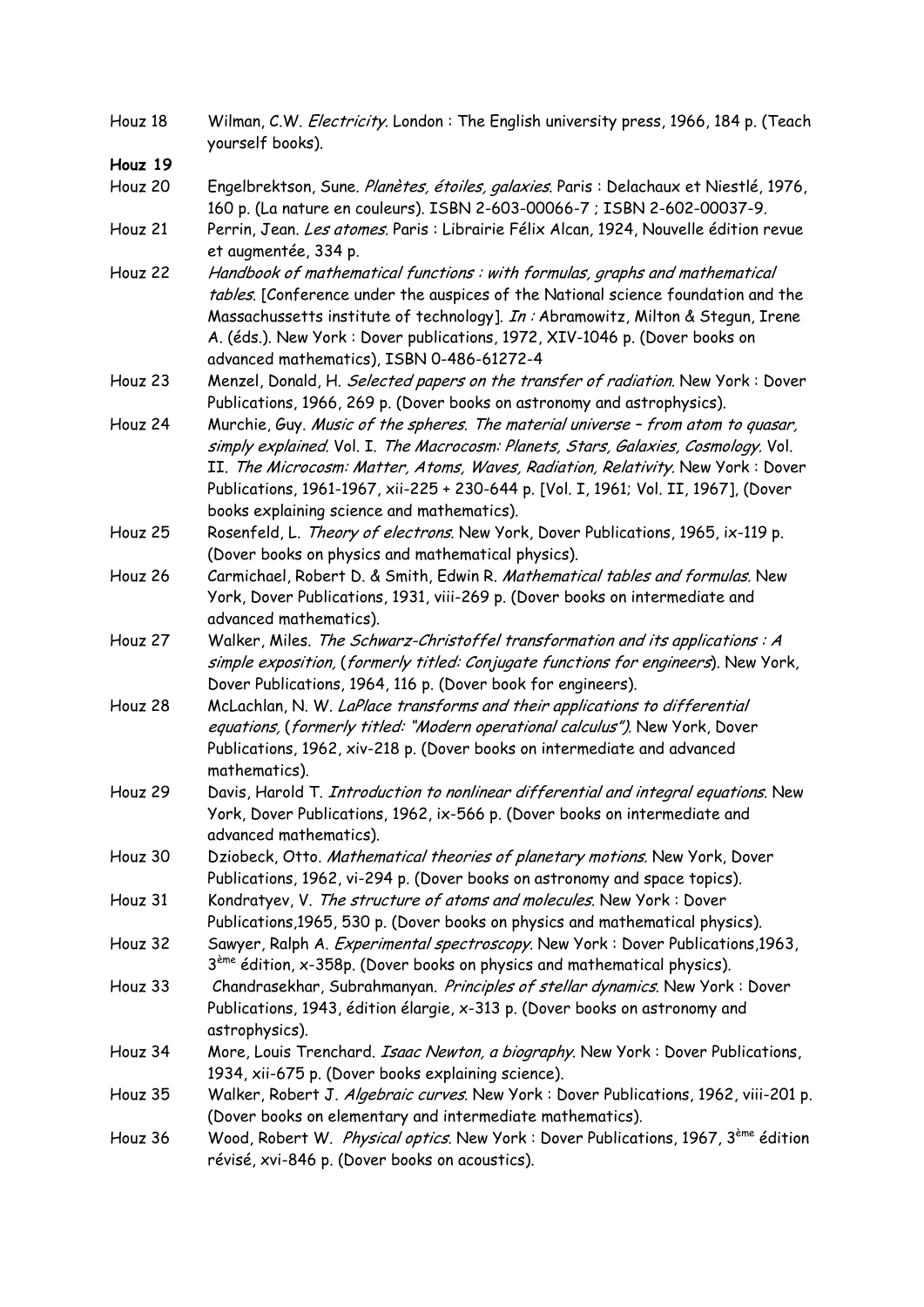Houz 18 Wilman, C.W. *Electricity*. London : The English university press, 1966, 184 p. (Teach yourself books).

**Houz 19**

Houz 20 Engelbrektson, Sune. *Planètes, étoiles, galaxies*. Paris : Delachaux et Niestlé, 1976, 160 p. (La nature en couleurs). ISBN 2-603-00066-7 ; ISBN 2-602-00037-9.

Houz 21 Perrin, Jean. *Les atomes*. Paris : Librairie Félix Alcan, 1924, Nouvelle édition revue et augmentée, 334 p.

Houz 22 *Handbook of mathematical functions : with formulas, graphs and mathematical tables*. [Conference under the auspices of the National science foundation and the Massachussetts institute of technology]. *In :* Abramowitz, Milton & Stegun, Irene A. (éds.). New York : Dover publications, 1972, XIV-1046 p. (Dover books on advanced mathematics), ISBN 0-486-61272-4

Houz 23 Menzel, Donald, H. *Selected papers on the transfer of radiation*. New York : Dover Publications, 1966, 269 p. (Dover books on astronomy and astrophysics).

Houz 24 Murchie, Guy. *Music of the spheres. The material universe – from atom to quasar, simply explained*. Vol. I. *The Macrocosm: Planets, Stars, Galaxies, Cosmology*. Vol. II. *The Microcosm: Matter, Atoms, Waves, Radiation, Relativity*. New York : Dover Publications, 1961-1967, xii-225 + 230-644 p. [Vol. I, 1961; Vol. II, 1967], (Dover books explaining science and mathematics).

Houz 25 Rosenfeld, L. *Theory of electrons*. New York, Dover Publications, 1965, ix-119 p. (Dover books on physics and mathematical physics).

Houz 26 Carmichael, Robert D. & Smith, Edwin R. *Mathematical tables and formulas*. New York, Dover Publications, 1931, viii-269 p. (Dover books on intermediate and advanced mathematics).

Houz 27 Walker, Miles. *The Schwarz-Christoffel transformation and its applications : A simple exposition*, (*formerly titled: Conjugate functions for engineers*). New York, Dover Publications, 1964, 116 p. (Dover book for engineers).

Houz 28 McLachlan, N. W. *LaPlace transforms and their applications to differential equations*, (*formerly titled: "Modern operational calculus")*. New York, Dover Publications, 1962, xiv-218 p. (Dover books on intermediate and advanced mathematics).

Houz 29 Davis, Harold T. *Introduction to nonlinear differential and integral equations*. New York, Dover Publications, 1962, ix-566 p. (Dover books on intermediate and advanced mathematics).

Houz 30 Dziobeck, Otto. *Mathematical theories of planetary motions*. New York, Dover Publications, 1962, vi-294 p. (Dover books on astronomy and space topics).

Houz 31 Kondratyev, V. *The structure of atoms and molecules*. New York : Dover Publications,1965, 530 p. (Dover books on physics and mathematical physics).

Houz 32 Sawyer, Ralph A. *Experimental spectroscopy*. New York : Dover Publications,1963, 3ème édition, x-358p. (Dover books on physics and mathematical physics).

Houz 33 Chandrasekhar, Subrahmanyan. *Principles of stellar dynamics*. New York : Dover Publications, 1943, édition élargie, x-313 p. (Dover books on astronomy and astrophysics).

Houz 34 More, Louis Trenchard. *Isaac Newton, a biography*. New York : Dover Publications, 1934, xii-675 p. (Dover books explaining science).

Houz 35 Walker, Robert J. *Algebraic curves*. New York : Dover Publications, 1962, viii-201 p. (Dover books on elementary and intermediate mathematics).

Houz 36 Wood, Robert W. *Physical optics*. New York : Dover Publications, 1967, 3ème édition révisé, xvi-846 p. (Dover books on acoustics).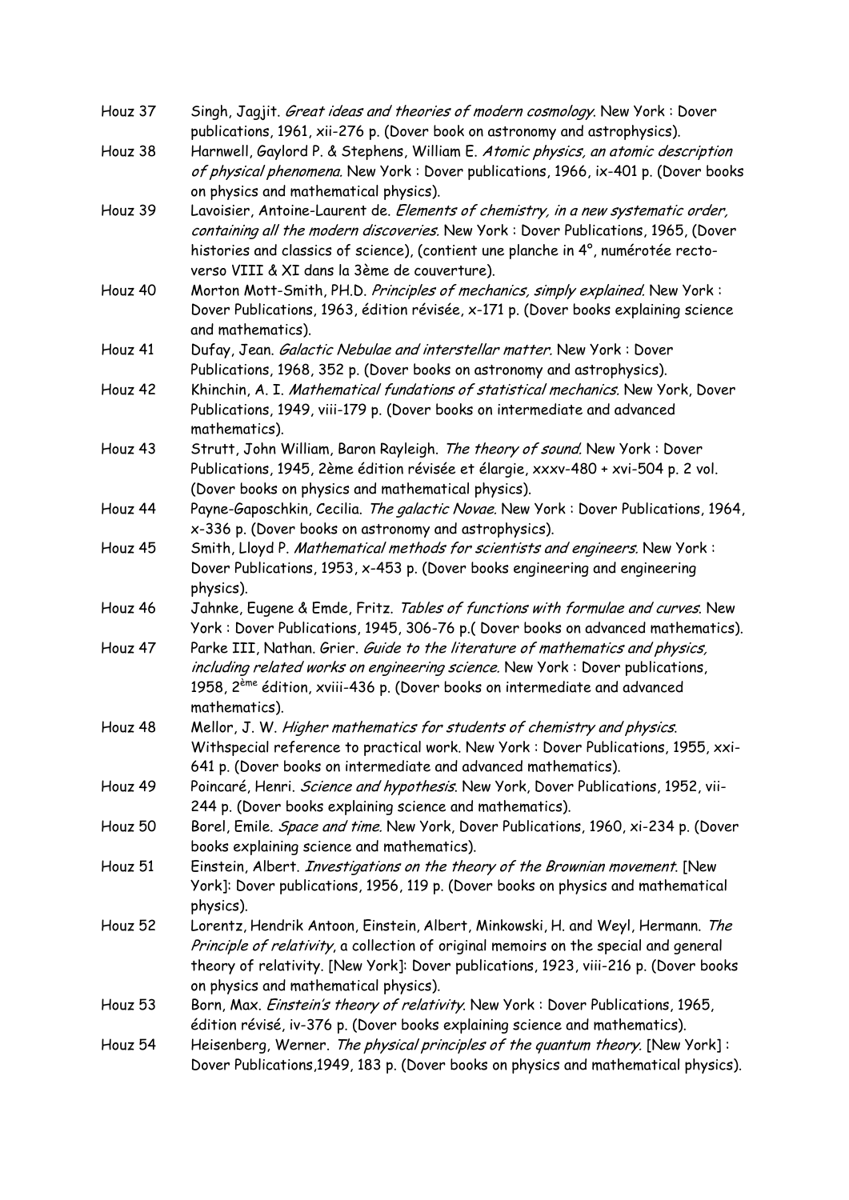Houz 37 Singh, Jagjit. *Great ideas and theories of modern cosmology*. New York : Dover publications, 1961, xii-276 p. (Dover book on astronomy and astrophysics).

Houz 38 Harnwell, Gaylord P. & Stephens, William E. *Atomic physics, an atomic description of physical phenomena*. New York : Dover publications, 1966, ix-401 p. (Dover books on physics and mathematical physics).

Houz 39 Lavoisier, Antoine-Laurent de. *Elements of chemistry, in a new systematic order, containing all the modern discoveries*. New York : Dover Publications, 1965, (Dover histories and classics of science), (contient une planche in 4°, numérotée recto-verso VIII & XI dans la 3ème de couverture).

Houz 40 Morton Mott-Smith, PH.D. *Principles of mechanics, simply explained*. New York : Dover Publications, 1963, édition révisée, x-171 p. (Dover books explaining science and mathematics).

Houz 41 Dufay, Jean. *Galactic Nebulae and interstellar matter*. New York : Dover Publications, 1968, 352 p. (Dover books on astronomy and astrophysics).

Houz 42 Khinchin, A. I. *Mathematical fundations of statistical mechanics*. New York, Dover Publications, 1949, viii-179 p. (Dover books on intermediate and advanced mathematics).

Houz 43 Strutt, John William, Baron Rayleigh. *The theory of sound*. New York : Dover Publications, 1945, 2ème édition révisée et élargie, xxxv-480 + xvi-504 p. 2 vol. (Dover books on physics and mathematical physics).

Houz 44 Payne-Gaposchkin, Cecilia. *The galactic Novae*. New York : Dover Publications, 1964, x-336 p. (Dover books on astronomy and astrophysics).

Houz 45 Smith, Lloyd P. *Mathematical methods for scientists and engineers*. New York : Dover Publications, 1953, x-453 p. (Dover books engineering and engineering physics).

Houz 46 Jahnke, Eugene & Emde, Fritz. *Tables of functions with formulae and curves*. New York : Dover Publications, 1945, 306-76 p.( Dover books on advanced mathematics).

Houz 47 Parke III, Nathan. Grier. *Guide to the literature of mathematics and physics, including related works on engineering science*. New York : Dover publications, 1958, 2ème édition, xviii-436 p. (Dover books on intermediate and advanced mathematics).

Houz 48 Mellor, J. W. *Higher mathematics for students of chemistry and physics*. Withspecial reference to practical work. New York : Dover Publications, 1955, xxi-641 p. (Dover books on intermediate and advanced mathematics).

Houz 49 Poincaré, Henri. *Science and hypothesis*. New York, Dover Publications, 1952, vii-244 p. (Dover books explaining science and mathematics).

Houz 50 Borel, Emile. *Space and time*. New York, Dover Publications, 1960, xi-234 p. (Dover books explaining science and mathematics).

Houz 51 Einstein, Albert. *Investigations on the theory of the Brownian movement*. [New York]: Dover publications, 1956, 119 p. (Dover books on physics and mathematical physics).

Houz 52 Lorentz, Hendrik Antoon, Einstein, Albert, Minkowski, H. and Weyl, Hermann. *The Principle of relativity*, a collection of original memoirs on the special and general theory of relativity. [New York]: Dover publications, 1923, viii-216 p. (Dover books on physics and mathematical physics).

Houz 53 Born, Max. *Einstein's theory of relativity*. New York : Dover Publications, 1965, édition révisé, iv-376 p. (Dover books explaining science and mathematics).

Houz 54 Heisenberg, Werner. *The physical principles of the quantum theory*. [New York] : Dover Publications,1949, 183 p. (Dover books on physics and mathematical physics).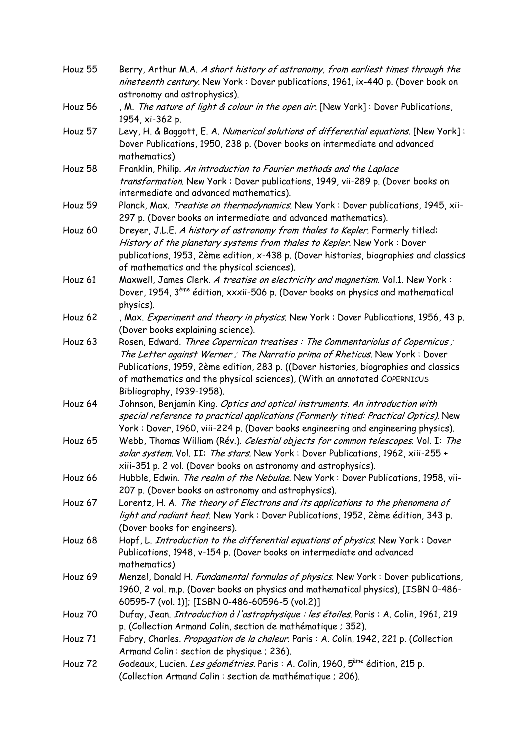Houz 55 Berry, Arthur M.A. *A short history of astronomy, from earliest times through the nineteenth century*. New York : Dover publications, 1961, ix-440 p. (Dover book on astronomy and astrophysics).

Houz 56 , M. *The nature of light & colour in the open air*. [New York] : Dover Publications, 1954, xi-362 p.

Houz 57 Levy, H. & Baggott, E. A. *Numerical solutions of differential equations*. [New York] : Dover Publications, 1950, 238 p. (Dover books on intermediate and advanced mathematics).

Houz 58 Franklin, Philip. *An introduction to Fourier methods and the Laplace transformation*. New York : Dover publications, 1949, vii-289 p. (Dover books on intermediate and advanced mathematics).

Houz 59 Planck, Max. *Treatise on thermodynamics*. New York : Dover publications, 1945, xii-297 p. (Dover books on intermediate and advanced mathematics).

Houz 60 Dreyer, J.L.E. *A history of astronomy from thales to Kepler*. Formerly titled: *History of the planetary systems from thales to Kepler*. New York : Dover publications, 1953, 2ème edition, x-438 p. (Dover histories, biographies and classics of mathematics and the physical sciences).

Houz 61 Maxwell, James Clerk. *A treatise on electricity and magnetism*. Vol.1. New York : Dover, 1954, 3ème édition, xxxii-506 p. (Dover books on physics and mathematical physics).

Houz 62 , Max. *Experiment and theory in physics*. New York : Dover Publications, 1956, 43 p. (Dover books explaining science).

Houz 63 Rosen, Edward. *Three Copernican treatises : The Commentariolus of Copernicus ; The Letter against Werner ; The Narratio prima of Rheticus*. New York : Dover Publications, 1959, 2ème edition, 283 p. ((Dover histories, biographies and classics of mathematics and the physical sciences), (With an annotated COPERNICUS Bibliography, 1939-1958).

Houz 64 Johnson, Benjamin King. *Optics and optical instruments. An introduction with special reference to practical applications (Formerly titled: Practical Optics)*. New York : Dover, 1960, viii-224 p. (Dover books engineering and engineering physics).

Houz 65 Webb, Thomas William (Rév.). *Celestial objects for common telescopes*. Vol. I: *The solar system*. Vol. II: *The stars*. New York : Dover Publications, 1962, xiii-255 + xiii-351 p. 2 vol. (Dover books on astronomy and astrophysics).

Houz 66 Hubble, Edwin. *The realm of the Nebulae*. New York : Dover Publications, 1958, vii-207 p. (Dover books on astronomy and astrophysics).

Houz 67 Lorentz, H. A. *The theory of Electrons and its applications to the phenomena of light and radiant heat*. New York : Dover Publications, 1952, 2ème édition, 343 p. (Dover books for engineers).

Houz 68 Hopf, L. *Introduction to the differential equations of physics*. New York : Dover Publications, 1948, v-154 p. (Dover books on intermediate and advanced mathematics).

Houz 69 Menzel, Donald H. *Fundamental formulas of physics*. New York : Dover publications, 1960, 2 vol. m.p. (Dover books on physics and mathematical physics), [ISBN 0-486-60595-7 (vol. 1)]; [ISBN 0-486-60596-5 (vol.2)]

Houz 70 Dufay, Jean. *Introduction à l'astrophysique : les étoiles*. Paris : A. Colin, 1961, 219 p. (Collection Armand Colin, section de mathématique ; 352).

Houz 71 Fabry, Charles. *Propagation de la chaleur*. Paris : A. Colin, 1942, 221 p. (Collection Armand Colin : section de physique ; 236).

Houz 72 Godeaux, Lucien. *Les géométries*. Paris : A. Colin, 1960, 5ème édition, 215 p. (Collection Armand Colin : section de mathématique ; 206).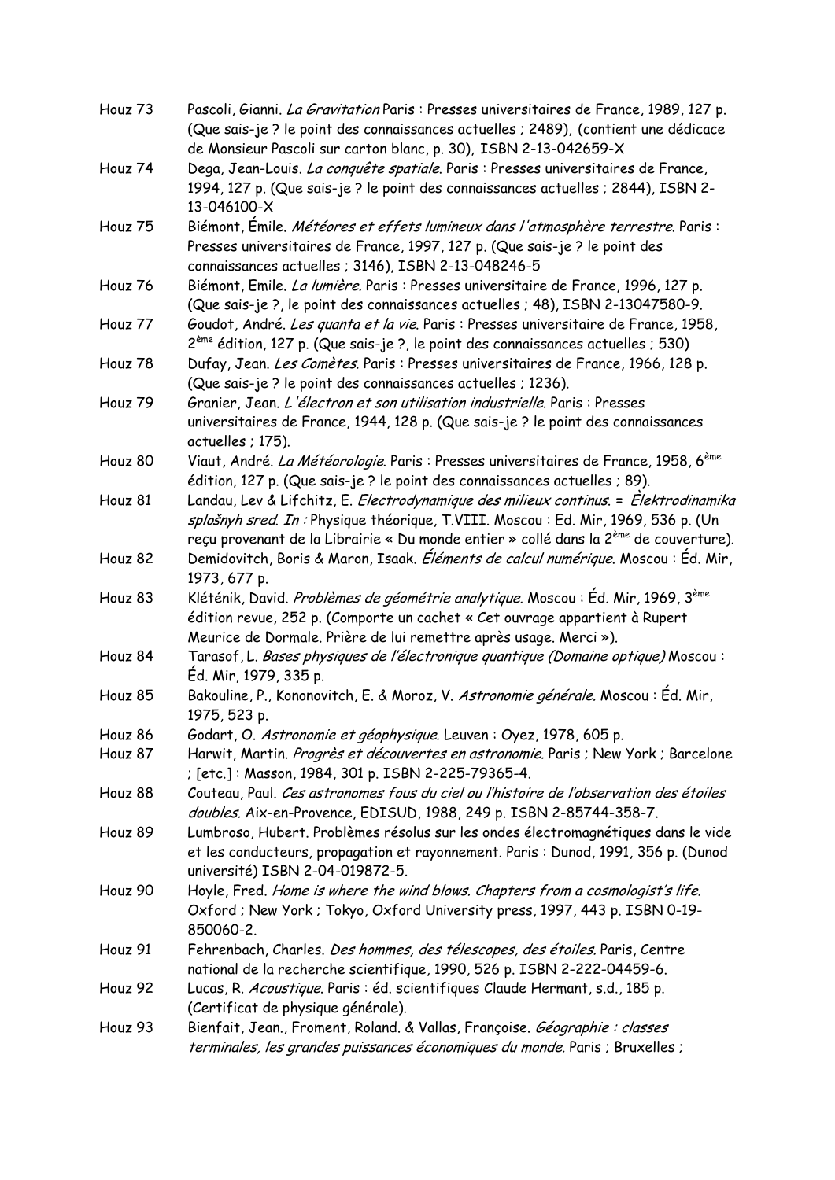Houz 73 Pascoli, Gianni. *La Gravitation* Paris : Presses universitaires de France, 1989, 127 p. (Que sais-je ? le point des connaissances actuelles ; 2489), (contient une dédicace de Monsieur Pascoli sur carton blanc, p. 30), ISBN 2-13-042659-X

Houz 74 Dega, Jean-Louis. *La conquête spatiale*. Paris : Presses universitaires de France, 1994, 127 p. (Que sais-je ? le point des connaissances actuelles ; 2844), ISBN 2-13-046100-X

Houz 75 Biémont, Émile. *Météores et effets lumineux dans l'atmosphère terrestre*. Paris : Presses universitaires de France, 1997, 127 p. (Que sais-je ? le point des connaissances actuelles ; 3146), ISBN 2-13-048246-5

Houz 76 Biémont, Emile. *La lumière*. Paris : Presses universitaire de France, 1996, 127 p. (Que sais-je ?, le point des connaissances actuelles ; 48), ISBN 2-13047580-9.

Houz 77 Goudot, André. *Les quanta et la vie*. Paris : Presses universitaire de France, 1958, 2ème édition, 127 p. (Que sais-je ?, le point des connaissances actuelles ; 530)

Houz 78 Dufay, Jean. *Les Comètes*. Paris : Presses universitaires de France, 1966, 128 p. (Que sais-je ? le point des connaissances actuelles ; 1236).

Houz 79 Granier, Jean. *L'électron et son utilisation industrielle*. Paris : Presses universitaires de France, 1944, 128 p. (Que sais-je ? le point des connaissances actuelles ; 175).

Houz 80 Viaut, André. *La Météorologie*. Paris : Presses universitaires de France, 1958, 6ème édition, 127 p. (Que sais-je ? le point des connaissances actuelles ; 89).

Houz 81 Landau, Lev & Lifchitz, E. *Electrodynamique des milieux continus*. = *Èlektrodinamika splošnyh sred*. *In :* Physique théorique, T.VIII. Moscou : Ed. Mir, 1969, 536 p. (Un reçu provenant de la Librairie « Du monde entier » collé dans la 2ème de couverture).

Houz 82 Demidovitch, Boris & Maron, Isaak. *Éléments de calcul numérique*. Moscou : Éd. Mir, 1973, 677 p.

Houz 83 Kléténik, David. *Problèmes de géométrie analytique*. Moscou : Éd. Mir, 1969, 3ème édition revue, 252 p. (Comporte un cachet « Cet ouvrage appartient à Rupert Meurice de Dormale. Prière de lui remettre après usage. Merci »).

Houz 84 Tarasof, L. *Bases physiques de l'électronique quantique (Domaine optique)* Moscou : Éd. Mir, 1979, 335 p.

Houz 85 Bakouline, P., Kononovitch, E. & Moroz, V. *Astronomie générale*. Moscou : Éd. Mir, 1975, 523 p.

Houz 86 Godart, O. *Astronomie et géophysique*. Leuven : Oyez, 1978, 605 p.

Houz 87 Harwit, Martin. *Progrès et découvertes en astronomie*. Paris ; New York ; Barcelone ; [etc.] : Masson, 1984, 301 p. ISBN 2-225-79365-4.

Houz 88 Couteau, Paul. *Ces astronomes fous du ciel ou l'histoire de l'observation des étoiles doubles*. Aix-en-Provence, EDISUD, 1988, 249 p. ISBN 2-85744-358-7.

Houz 89 Lumbroso, Hubert. Problèmes résolus sur les ondes électromagnétiques dans le vide et les conducteurs, propagation et rayonnement. Paris : Dunod, 1991, 356 p. (Dunod université) ISBN 2-04-019872-5.

Houz 90 Hoyle, Fred. *Home is where the wind blows. Chapters from a cosmologist's life*. Oxford ; New York ; Tokyo, Oxford University press, 1997, 443 p. ISBN 0-19-850060-2.

Houz 91 Fehrenbach, Charles. *Des hommes, des télescopes, des étoiles*. Paris, Centre national de la recherche scientifique, 1990, 526 p. ISBN 2-222-04459-6.

Houz 92 Lucas, R. *Acoustique*. Paris : éd. scientifiques Claude Hermant, s.d., 185 p. (Certificat de physique générale).

Houz 93 Bienfait, Jean., Froment, Roland. & Vallas, Françoise. *Géographie : classes terminales, les grandes puissances économiques du monde*. Paris ; Bruxelles ;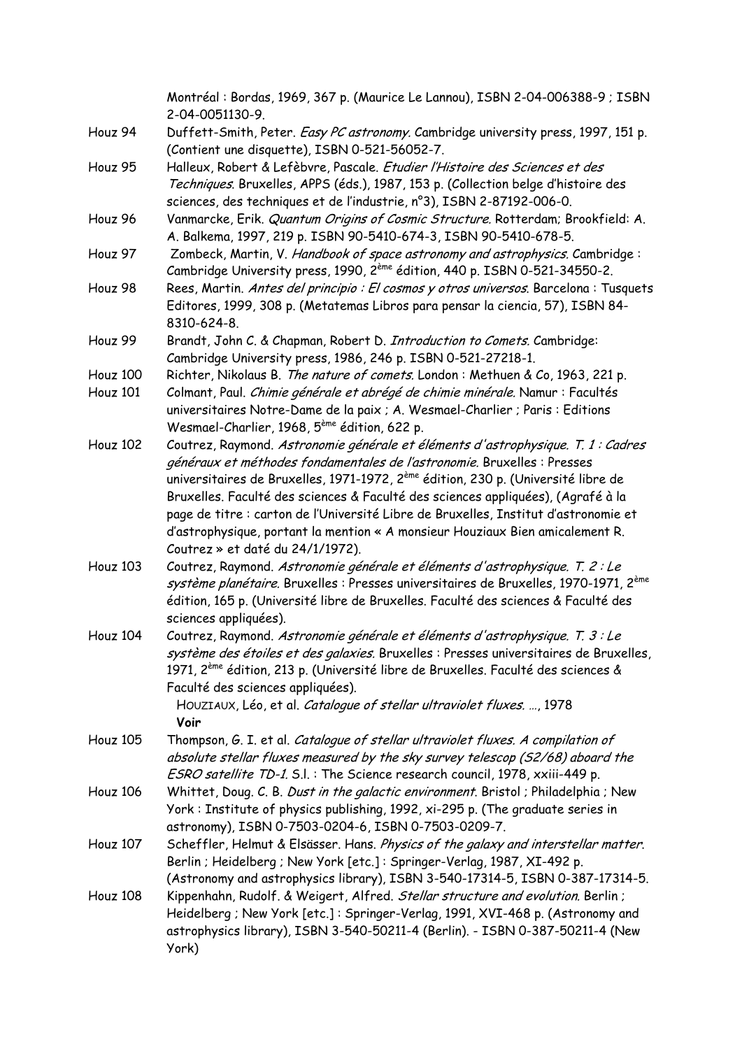Montréal : Bordas, 1969, 367 p. (Maurice Le Lannou), ISBN 2-04-006388-9 ; ISBN 2-04-0051130-9.

Houz 94 Duffett-Smith, Peter. *Easy PC astronomy*. Cambridge university press, 1997, 151 p. (Contient une disquette), ISBN 0-521-56052-7.

Houz 95 Halleux, Robert & Lefèbvre, Pascale. *Etudier l'Histoire des Sciences et des Techniques*. Bruxelles, APPS (éds.), 1987, 153 p. (Collection belge d'histoire des sciences, des techniques et de l'industrie, n°3), ISBN 2-87192-006-0.

Houz 96 Vanmarcke, Erik. *Quantum Origins of Cosmic Structure*. Rotterdam; Brookfield: A. A. Balkema, 1997, 219 p. ISBN 90-5410-674-3, ISBN 90-5410-678-5.

Houz 97 Zombeck, Martin, V. *Handbook of space astronomy and astrophysics*. Cambridge : Cambridge University press, 1990, 2ème édition, 440 p. ISBN 0-521-34550-2.

Houz 98 Rees, Martin. *Antes del principio : El cosmos y otros universos*. Barcelona : Tusquets Editores, 1999, 308 p. (Metatemas Libros para pensar la ciencia, 57), ISBN 84-8310-624-8.

Houz 99 Brandt, John C. & Chapman, Robert D. *Introduction to Comets*. Cambridge: Cambridge University press, 1986, 246 p. ISBN 0-521-27218-1.

Houz 100 Richter, Nikolaus B. *The nature of comets*. London : Methuen & Co, 1963, 221 p.

Houz 101 Colmant, Paul. *Chimie générale et abrégé de chimie minérale*. Namur : Facultés universitaires Notre-Dame de la paix ; A. Wesmael-Charlier ; Paris : Editions Wesmael-Charlier, 1968, 5ème édition, 622 p.

Houz 102 Coutrez, Raymond. *Astronomie générale et éléments d'astrophysique. T. 1 : Cadres généraux et méthodes fondamentales de l'astronomie*. Bruxelles : Presses universitaires de Bruxelles, 1971-1972, 2ème édition, 230 p. (Université libre de Bruxelles. Faculté des sciences & Faculté des sciences appliquées), (Agrafé à la page de titre : carton de l'Université Libre de Bruxelles, Institut d'astronomie et d'astrophysique, portant la mention « A monsieur Houziaux Bien amicalement R. Coutrez » et daté du 24/1/1972).

Houz 103 Coutrez, Raymond. *Astronomie générale et éléments d'astrophysique. T. 2 : Le système planétaire*. Bruxelles : Presses universitaires de Bruxelles, 1970-1971, 2ème édition, 165 p. (Université libre de Bruxelles. Faculté des sciences & Faculté des sciences appliquées).

Houz 104 Coutrez, Raymond. *Astronomie générale et éléments d'astrophysique. T. 3 : Le système des étoiles et des galaxies*. Bruxelles : Presses universitaires de Bruxelles, 1971, 2ème édition, 213 p. (Université libre de Bruxelles. Faculté des sciences & Faculté des sciences appliquées).

HOUZIAUX, Léo, et al. *Catalogue of stellar ultraviolet fluxes. …*, 1978
**Voir**

Houz 105 Thompson, G. I. et al. *Catalogue of stellar ultraviolet fluxes. A compilation of absolute stellar fluxes measured by the sky survey telescop (S2/68) aboard the ESRO satellite TD-1*. S.l. : The Science research council, 1978, xxiii-449 p.

Houz 106 Whittet, Doug. C. B. *Dust in the galactic environment*. Bristol ; Philadelphia ; New York : Institute of physics publishing, 1992, xi-295 p. (The graduate series in astronomy), ISBN 0-7503-0204-6, ISBN 0-7503-0209-7.

Houz 107 Scheffler, Helmut & Elsässer. Hans. *Physics of the galaxy and interstellar matter*. Berlin ; Heidelberg ; New York [etc.] : Springer-Verlag, 1987, XI-492 p. (Astronomy and astrophysics library), ISBN 3-540-17314-5, ISBN 0-387-17314-5.

Houz 108 Kippenhahn, Rudolf. & Weigert, Alfred. *Stellar structure and evolution*. Berlin ; Heidelberg ; New York [etc.] : Springer-Verlag, 1991, XVI-468 p. (Astronomy and astrophysics library), ISBN 3-540-50211-4 (Berlin). - ISBN 0-387-50211-4 (New York)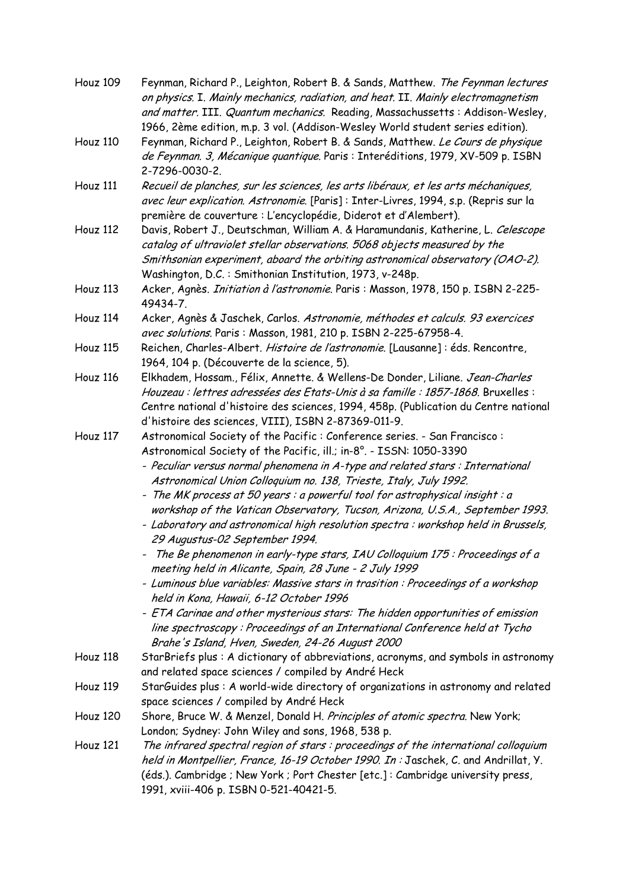Houz 109 Feynman, Richard P., Leighton, Robert B. & Sands, Matthew. *The Feynman lectures on physics. I. Mainly mechanics, radiation, and heat. II. Mainly electromagnetism and matter. III. Quantum mechanics.* Reading, Massachussetts : Addison-Wesley, 1966, 2ème edition, m.p. 3 vol. (Addison-Wesley World student series edition).

Houz 110 Feynman, Richard P., Leighton, Robert B. & Sands, Matthew. *Le Cours de physique de Feynman. 3, Mécanique quantique.* Paris : Interéditions, 1979, XV-509 p. ISBN 2-7296-0030-2.

Houz 111 *Recueil de planches, sur les sciences, les arts libéraux, et les arts méchaniques, avec leur explication. Astronomie.* [Paris] : Inter-Livres, 1994, s.p. (Repris sur la première de couverture : L'encyclopédie, Diderot et d'Alembert).

Houz 112 Davis, Robert J., Deutschman, William A. & Haramundanis, Katherine, L. *Celescope catalog of ultraviolet stellar observations. 5068 objects measured by the Smithsonian experiment, aboard the orbiting astronomical observatory (OAO-2).* Washington, D.C. : Smithonian Institution, 1973, v-248p.

Houz 113 Acker, Agnès. *Initiation à l'astronomie.* Paris : Masson, 1978, 150 p. ISBN 2-225-49434-7.

Houz 114 Acker, Agnès & Jaschek, Carlos. *Astronomie, méthodes et calculs. 93 exercices avec solutions.* Paris : Masson, 1981, 210 p. ISBN 2-225-67958-4.

Houz 115 Reichen, Charles-Albert. *Histoire de l'astronomie.* [Lausanne] : éds. Rencontre, 1964, 104 p. (Découverte de la science, 5).

Houz 116 Elkhadem, Hossam., Félix, Annette. & Wellens-De Donder, Liliane. *Jean-Charles Houzeau : lettres adressées des Etats-Unis à sa famille : 1857-1868.* Bruxelles : Centre national d'histoire des sciences, 1994, 458p. (Publication du Centre national d'histoire des sciences, VIII), ISBN 2-87369-011-9.

Houz 117 Astronomical Society of the Pacific : Conference series. - San Francisco : Astronomical Society of the Pacific, ill.; in-8°. - ISSN: 1050-3390

- *Peculiar versus normal phenomena in A-type and related stars : International Astronomical Union Colloquium no. 138, Trieste, Italy, July 1992.*
- *The MK process at 50 years : a powerful tool for astrophysical insight : a workshop of the Vatican Observatory, Tucson, Arizona, U.S.A., September 1993.*
- *Laboratory and astronomical high resolution spectra : workshop held in Brussels, 29 Augustus-02 September 1994.*
- *The Be phenomenon in early-type stars, IAU Colloquium 175 : Proceedings of a meeting held in Alicante, Spain, 28 June - 2 July 1999*
- *Luminous blue variables: Massive stars in trasition : Proceedings of a workshop held in Kona, Hawaii, 6-12 October 1996*
- *ETA Carinae and other mysterious stars: The hidden opportunities of emission line spectroscopy : Proceedings of an International Conference held at Tycho Brahe's Island, Hven, Sweden, 24-26 August 2000*

Houz 118 StarBriefs plus : A dictionary of abbreviations, acronyms, and symbols in astronomy and related space sciences / compiled by André Heck

Houz 119 StarGuides plus : A world-wide directory of organizations in astronomy and related space sciences / compiled by André Heck

Houz 120 Shore, Bruce W. & Menzel, Donald H. *Principles of atomic spectra.* New York; London; Sydney: John Wiley and sons, 1968, 538 p.

Houz 121 *The infrared spectral region of stars : proceedings of the international colloquium held in Montpellier, France, 16-19 October 1990. In :* Jaschek, C. and Andrillat, Y. (éds.). Cambridge ; New York ; Port Chester [etc.] : Cambridge university press, 1991, xviii-406 p. ISBN 0-521-40421-5.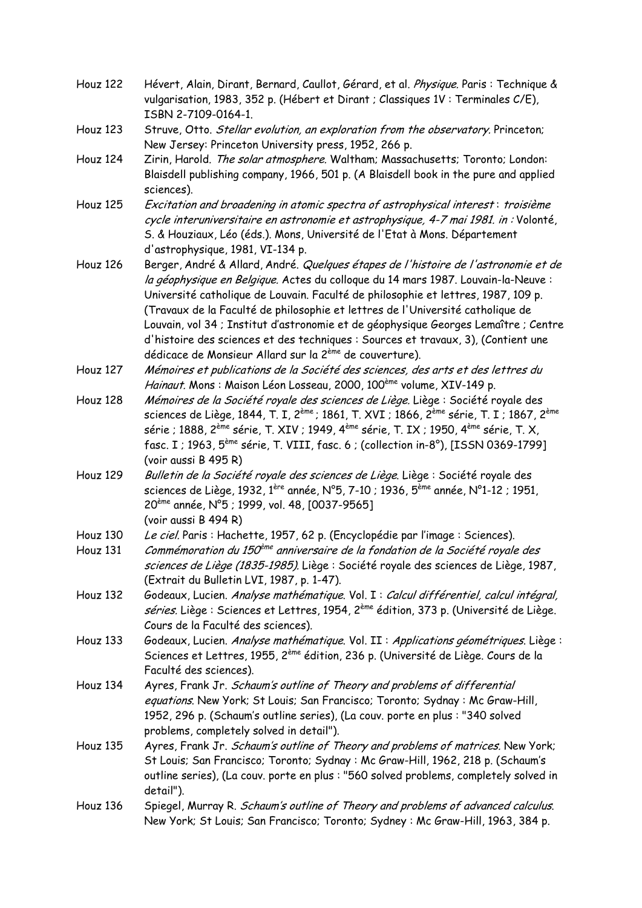Houz 122 Hévert, Alain, Dirant, Bernard, Caullot, Gérard, et al. *Physique*. Paris : Technique & vulgarisation, 1983, 352 p. (Hébert et Dirant ; Classiques 1V : Terminales C/E), ISBN 2-7109-0164-1.

Houz 123 Struve, Otto. *Stellar evolution, an exploration from the observatory*. Princeton; New Jersey: Princeton University press, 1952, 266 p.

Houz 124 Zirin, Harold. *The solar atmosphere*. Waltham; Massachusetts; Toronto; London: Blaisdell publishing company, 1966, 501 p. (A Blaisdell book in the pure and applied sciences).

Houz 125 *Excitation and broadening in atomic spectra of astrophysical interest : troisième cycle interuniversitaire en astronomie et astrophysique, 4-7 mai 1981. in :* Volonté, S. & Houziaux, Léo (éds.). Mons, Université de l'Etat à Mons. Département d'astrophysique, 1981, VI-134 p.

Houz 126 Berger, André & Allard, André. *Quelques étapes de l'histoire de l'astronomie et de la géophysique en Belgique*. Actes du colloque du 14 mars 1987. Louvain-la-Neuve : Université catholique de Louvain. Faculté de philosophie et lettres, 1987, 109 p. (Travaux de la Faculté de philosophie et lettres de l'Université catholique de Louvain, vol 34 ; Institut d'astronomie et de géophysique Georges Lemaître ; Centre d'histoire des sciences et des techniques : Sources et travaux, 3), (Contient une dédicace de Monsieur Allard sur la 2ème de couverture).

Houz 127 *Mémoires et publications de la Société des sciences, des arts et des lettres du Hainaut*. Mons : Maison Léon Losseau, 2000, 100ème volume, XIV-149 p.

Houz 128 *Mémoires de la Société royale des sciences de Liège*. Liège : Société royale des sciences de Liège, 1844, T. I, 2ème ; 1861, T. XVI ; 1866, 2ème série, T. I ; 1867, 2ème série ; 1888, 2ème série, T. XIV ; 1949, 4ème série, T. IX ; 1950, 4ème série, T. X, fasc. I ; 1963, 5ème série, T. VIII, fasc. 6 ; (collection in-8°), [ISSN 0369-1799] (voir aussi B 495 R)

Houz 129 *Bulletin de la Société royale des sciences de Liège*. Liège : Société royale des sciences de Liège, 1932, 1ère année, N°5, 7-10 ; 1936, 5ème année, N°1-12 ; 1951, 20ème année, N°5 ; 1999, vol. 48, [0037-9565] (voir aussi B 494 R)

Houz 130 *Le ciel*. Paris : Hachette, 1957, 62 p. (Encyclopédie par l'image : Sciences).

Houz 131 *Commémoration du 150ème anniversaire de la fondation de la Société royale des sciences de Liège (1835-1985)*. Liège : Société royale des sciences de Liège, 1987, (Extrait du Bulletin LVI, 1987, p. 1-47).

Houz 132 Godeaux, Lucien. *Analyse mathématique*. Vol. I : *Calcul différentiel, calcul intégral, séries*. Liège : Sciences et Lettres, 1954, 2ème édition, 373 p. (Université de Liège. Cours de la Faculté des sciences).

Houz 133 Godeaux, Lucien. *Analyse mathématique*. Vol. II : *Applications géométriques*. Liège : Sciences et Lettres, 1955, 2ème édition, 236 p. (Université de Liège. Cours de la Faculté des sciences).

Houz 134 Ayres, Frank Jr. *Schaum's outline of Theory and problems of differential equations*. New York; St Louis; San Francisco; Toronto; Sydnay : Mc Graw-Hill, 1952, 296 p. (Schaum's outline series), (La couv. porte en plus : "340 solved problems, completely solved in detail").

Houz 135 Ayres, Frank Jr. *Schaum's outline of Theory and problems of matrices*. New York; St Louis; San Francisco; Toronto; Sydnay : Mc Graw-Hill, 1962, 218 p. (Schaum's outline series), (La couv. porte en plus : "560 solved problems, completely solved in detail").

Houz 136 Spiegel, Murray R. *Schaum's outline of Theory and problems of advanced calculus*. New York; St Louis; San Francisco; Toronto; Sydney : Mc Graw-Hill, 1963, 384 p.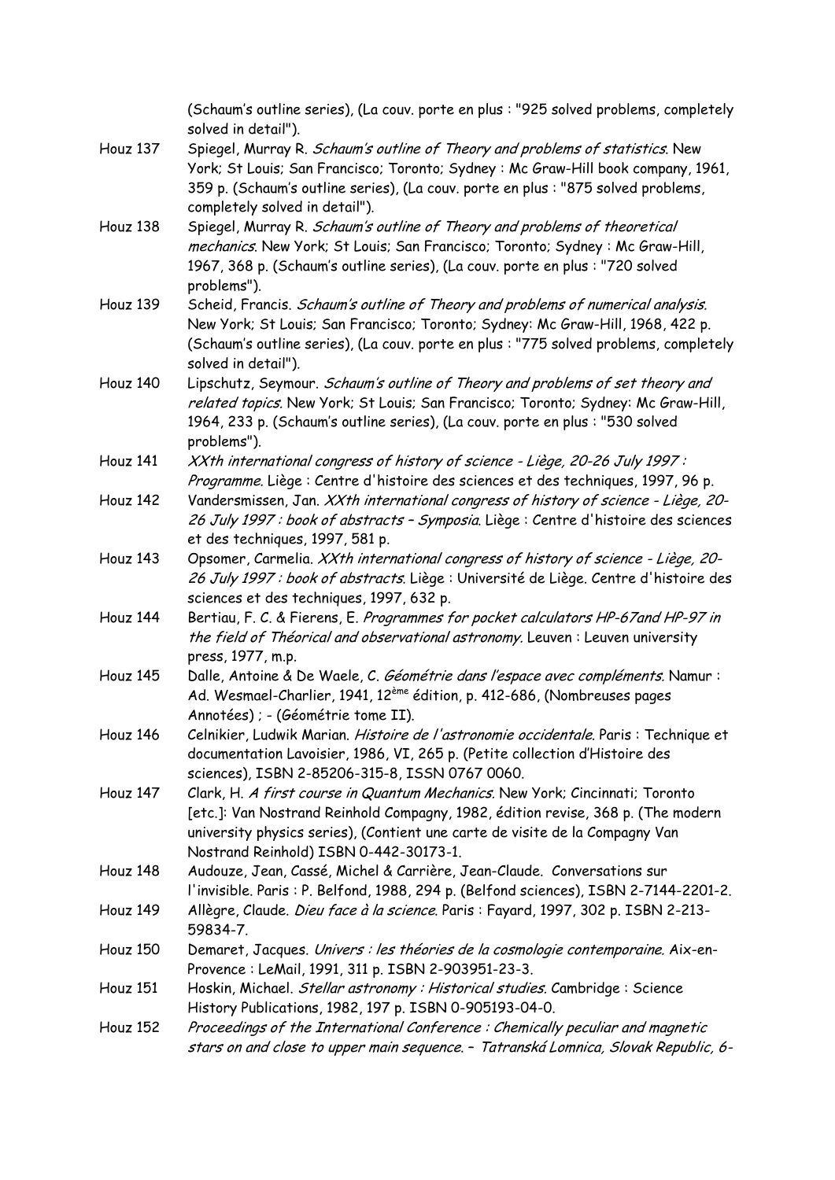(Schaum's outline series), (La couv. porte en plus : "925 solved problems, completely solved in detail").

Houz 137 Spiegel, Murray R. *Schaum's outline of Theory and problems of statistics*. New York; St Louis; San Francisco; Toronto; Sydney : Mc Graw-Hill book company, 1961, 359 p. (Schaum's outline series), (La couv. porte en plus : "875 solved problems, completely solved in detail").

Houz 138 Spiegel, Murray R. *Schaum's outline of Theory and problems of theoretical mechanics*. New York; St Louis; San Francisco; Toronto; Sydney : Mc Graw-Hill, 1967, 368 p. (Schaum's outline series), (La couv. porte en plus : "720 solved problems").

Houz 139 Scheid, Francis. *Schaum's outline of Theory and problems of numerical analysis*. New York; St Louis; San Francisco; Toronto; Sydney: Mc Graw-Hill, 1968, 422 p. (Schaum's outline series), (La couv. porte en plus : "775 solved problems, completely solved in detail").

Houz 140 Lipschutz, Seymour. *Schaum's outline of Theory and problems of set theory and related topics*. New York; St Louis; San Francisco; Toronto; Sydney: Mc Graw-Hill, 1964, 233 p. (Schaum's outline series), (La couv. porte en plus : "530 solved problems").

Houz 141 *XXth international congress of history of science - Liège, 20-26 July 1997 : Programme*. Liège : Centre d'histoire des sciences et des techniques, 1997, 96 p.

Houz 142 Vandersmissen, Jan. *XXth international congress of history of science - Liège, 20-26 July 1997 : book of abstracts – Symposia*. Liège : Centre d'histoire des sciences et des techniques, 1997, 581 p.

Houz 143 Opsomer, Carmelia. *XXth international congress of history of science - Liège, 20-26 July 1997 : book of abstracts*. Liège : Université de Liège. Centre d'histoire des sciences et des techniques, 1997, 632 p.

Houz 144 Bertiau, F. C. & Fierens, E. *Programmes for pocket calculators HP-67and HP-97 in the field of Théorical and observational astronomy*. Leuven : Leuven university press, 1977, m.p.

Houz 145 Dalle, Antoine & De Waele, C. *Géométrie dans l'espace avec compléments*. Namur : Ad. Wesmael-Charlier, 1941, 12ème édition, p. 412-686, (Nombreuses pages Annotées) ; - (Géométrie tome II).

Houz 146 Celnikier, Ludwik Marian. *Histoire de l'astronomie occidentale*. Paris : Technique et documentation Lavoisier, 1986, VI, 265 p. (Petite collection d'Histoire des sciences), ISBN 2-85206-315-8, ISSN 0767 0060.

Houz 147 Clark, H. *A first course in Quantum Mechanics*. New York; Cincinnati; Toronto [etc.]: Van Nostrand Reinhold Compagny, 1982, édition revise, 368 p. (The modern university physics series), (Contient une carte de visite de la Compagny Van Nostrand Reinhold) ISBN 0-442-30173-1.

Houz 148 Audouze, Jean, Cassé, Michel & Carrière, Jean-Claude. Conversations sur l'invisible. Paris : P. Belfond, 1988, 294 p. (Belfond sciences), ISBN 2-7144-2201-2.

Houz 149 Allègre, Claude. *Dieu face à la science*. Paris : Fayard, 1997, 302 p. ISBN 2-213-59834-7.

Houz 150 Demaret, Jacques. *Univers : les théories de la cosmologie contemporaine*. Aix-en-Provence : LeMail, 1991, 311 p. ISBN 2-903951-23-3.

Houz 151 Hoskin, Michael. *Stellar astronomy : Historical studies*. Cambridge : Science History Publications, 1982, 197 p. ISBN 0-905193-04-0.

Houz 152 *Proceedings of the International Conference : Chemically peculiar and magnetic stars on and close to upper main sequence. – Tatranská Lomnica, Slovak Republic, 6-*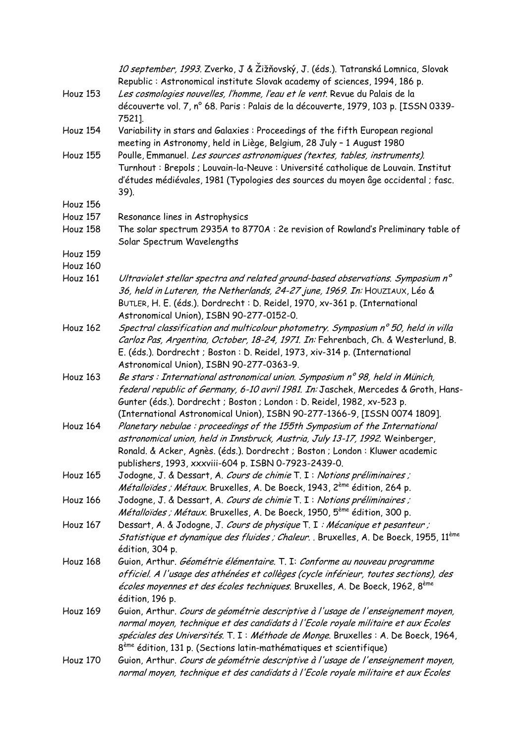*10 september, 1993.* Zverko, J & Žižňovský, J. (éds.). Tatranská Lomnica, Slovak Republic : Astronomical institute Slovak academy of sciences, 1994, 186 p.

Houz 153 *Les cosmologies nouvelles, l'homme, l'eau et le vent.* Revue du Palais de la découverte vol. 7, n° 68. Paris : Palais de la découverte, 1979, 103 p. [ISSN 0339-7521].

Houz 154 Variability in stars and Galaxies : Proceedings of the fifth European regional meeting in Astronomy, held in Liège, Belgium, 28 July – 1 August 1980

Houz 155 Poulle, Emmanuel. *Les sources astronomiques (textes, tables, instruments).* Turnhout : Brepols ; Louvain-la-Neuve : Université catholique de Louvain. Institut d'études médiévales, 1981 (Typologies des sources du moyen âge occidental ; fasc. 39).

Houz 156

Houz 157 Resonance lines in Astrophysics

Houz 158 The solar spectrum 2935A to 8770A : 2e revision of Rowland's Preliminary table of Solar Spectrum Wavelengths

Houz 159

Houz 160

Houz 161 *Ultraviolet stellar spectra and related ground-based observations. Symposium n° 36, held in Luteren, the Netherlands, 24-27 june, 1969. In:* HOUZIAUX, Léo & BUTLER, H. E. (éds.). Dordrecht : D. Reidel, 1970, xv-361 p. (International Astronomical Union), ISBN 90-277-0152-0.

Houz 162 *Spectral classification and multicolour photometry. Symposium n° 50, held in villa Carloz Pas, Argentina, October, 18-24, 1971. In:* Fehrenbach, Ch. & Westerlund, B. E. (éds.). Dordrecht ; Boston : D. Reidel, 1973, xiv-314 p. (International Astronomical Union), ISBN 90-277-0363-9.

Houz 163 *Be stars : International astronomical union. Symposium n° 98, held in Münich, federal republic of Germany, 6-10 avril 1981. In:* Jaschek, Mercedes & Groth, Hans-Gunter (éds.). Dordrecht ; Boston ; London : D. Reidel, 1982, xv-523 p. (International Astronomical Union), ISBN 90-277-1366-9, [ISSN 0074 1809].

Houz 164 *Planetary nebulae : proceedings of the 155th Symposium of the International astronomical union, held in Innsbruck, Austria, July 13-17, 1992.* Weinberger, Ronald. & Acker, Agnès. (éds.). Dordrecht ; Boston ; London : Kluwer academic publishers, 1993, xxxviii-604 p. ISBN 0-7923-2439-0.

Houz 165 Jodogne, J. & Dessart, A. *Cours de chimie* T. I : *Notions préliminaires ; Métalloïdes ; Métaux.* Bruxelles, A. De Boeck, 1943, 2ème édition, 264 p.

Houz 166 Jodogne, J. & Dessart, A. *Cours de chimie* T. I : *Notions préliminaires ; Métalloïdes ; Métaux.* Bruxelles, A. De Boeck, 1950, 5ème édition, 300 p.

Houz 167 Dessart, A. & Jodogne, J. *Cours de physique* T. I *: Mécanique et pesanteur ; Statistique et dynamique des fluides ; Chaleur.* . Bruxelles, A. De Boeck, 1955, 11ème édition, 304 p.

Houz 168 Guion, Arthur. *Géométrie élémentaire.* T. I: *Conforme au nouveau programme officiel. A l'usage des athénées et collèges (cycle inférieur, toutes sections), des écoles moyennes et des écoles techniques.* Bruxelles, A. De Boeck, 1962, 8ème édition, 196 p.

Houz 169 Guion, Arthur. *Cours de géométrie descriptive à l'usage de l'enseignement moyen, normal moyen, technique et des candidats à l'Ecole royale militaire et aux Ecoles spéciales des Universités.* T. I : *Méthode de Monge.* Bruxelles : A. De Boeck, 1964, 8ème édition, 131 p. (Sections latin-mathématiques et scientifique)

Houz 170 Guion, Arthur. *Cours de géométrie descriptive à l'usage de l'enseignement moyen, normal moyen, technique et des candidats à l'Ecole royale militaire et aux Ecoles*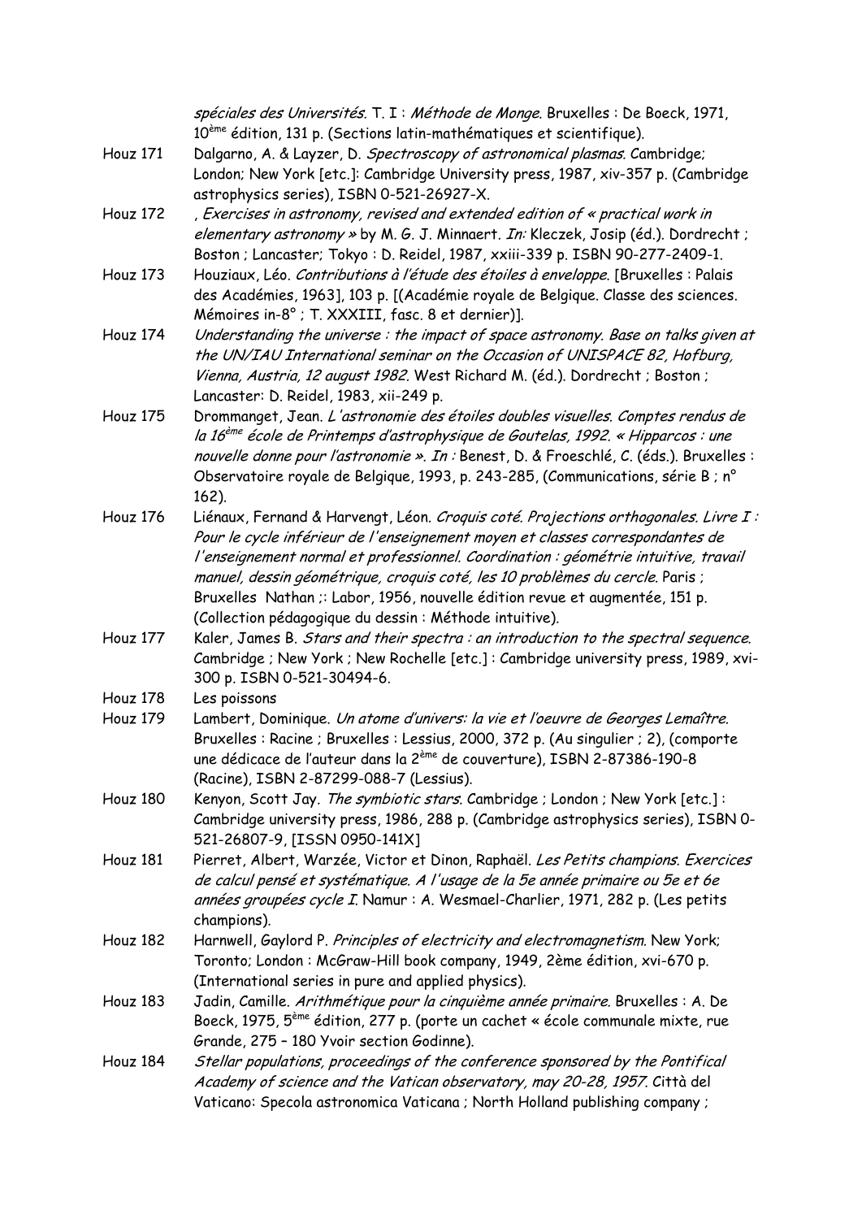*spéciales des Universités.* T. I : *Méthode de Monge*. Bruxelles : De Boeck, 1971, 10[ème] édition, 131 p. (Sections latin-mathématiques et scientifique).

Houz 171 Dalgarno, A. & Layzer, D. *Spectroscopy of astronomical plasmas.* Cambridge; London; New York [etc.]: Cambridge University press, 1987, xiv-357 p. (Cambridge astrophysics series), ISBN 0-521-26927-X.

Houz 172 , *Exercises in astronomy, revised and extended edition of « practical work in elementary astronomy »* by M. G. J. Minnaert. *In:* Kleczek, Josip (éd.). Dordrecht ; Boston ; Lancaster; Tokyo : D. Reidel, 1987, xxiii-339 p. ISBN 90-277-2409-1.

Houz 173 Houziaux, Léo. *Contributions à l'étude des étoiles à enveloppe*. [Bruxelles : Palais des Académies, 1963], 103 p. [(Académie royale de Belgique. Classe des sciences. Mémoires in-8° ; T. XXXIII, fasc. 8 et dernier)].

Houz 174 *Understanding the universe : the impact of space astronomy. Base on talks given at the UN/IAU International seminar on the Occasion of UNISPACE 82, Hofburg, Vienna, Austria, 12 august 1982.* West Richard M. (éd.). Dordrecht ; Boston ; Lancaster: D. Reidel, 1983, xii-249 p.

Houz 175 Drommanget, Jean. *L'astronomie des étoiles doubles visuelles. Comptes rendus de la 16[ème] école de Printemps d'astrophysique de Goutelas, 1992. « Hipparcos : une nouvelle donne pour l'astronomie ». In :* Benest, D. & Froeschlé, C. (éds.). Bruxelles : Observatoire royale de Belgique, 1993, p. 243-285, (Communications, série B ; n° 162).

Houz 176 Liénaux, Fernand & Harvengt, Léon. *Croquis coté. Projections orthogonales. Livre I : Pour le cycle inférieur de l'enseignement moyen et classes correspondantes de l'enseignement normal et professionnel. Coordination : géométrie intuitive, travail manuel, dessin géométrique, croquis coté, les 10 problèmes du cercle.* Paris ; Bruxelles Nathan ;: Labor, 1956, nouvelle édition revue et augmentée, 151 p. (Collection pédagogique du dessin : Méthode intuitive).

Houz 177 Kaler, James B. *Stars and their spectra : an introduction to the spectral sequence.* Cambridge ; New York ; New Rochelle [etc.] : Cambridge university press, 1989, xvi-300 p. ISBN 0-521-30494-6.

Houz 178 Les poissons

Houz 179 Lambert, Dominique. *Un atome d'univers: la vie et l'oeuvre de Georges Lemaître.* Bruxelles : Racine ; Bruxelles : Lessius, 2000, 372 p. (Au singulier ; 2), (comporte une dédicace de l'auteur dans la 2[ème] de couverture), ISBN 2-87386-190-8 (Racine), ISBN 2-87299-088-7 (Lessius).

Houz 180 Kenyon, Scott Jay. *The symbiotic stars*. Cambridge ; London ; New York [etc.] : Cambridge university press, 1986, 288 p. (Cambridge astrophysics series), ISBN 0-521-26807-9, [ISSN 0950-141X]

Houz 181 Pierret, Albert, Warzée, Victor et Dinon, Raphaël. *Les Petits champions. Exercices de calcul pensé et systématique. A l'usage de la 5e année primaire ou 5e et 6e années groupées cycle I.* Namur : A. Wesmael-Charlier, 1971, 282 p. (Les petits champions).

Houz 182 Harnwell, Gaylord P. *Principles of electricity and electromagnetism.* New York; Toronto; London : McGraw-Hill book company, 1949, 2ème édition, xvi-670 p. (International series in pure and applied physics).

Houz 183 Jadin, Camille. *Arithmétique pour la cinquième année primaire.* Bruxelles : A. De Boeck, 1975, 5[ème] édition, 277 p. (porte un cachet « école communale mixte, rue Grande, 275 – 180 Yvoir section Godinne).

Houz 184 *Stellar populations, proceedings of the conference sponsored by the Pontifical Academy of science and the Vatican observatory, may 20-28, 1957.* Città del Vaticano: Specola astronomica Vaticana ; North Holland publishing company ;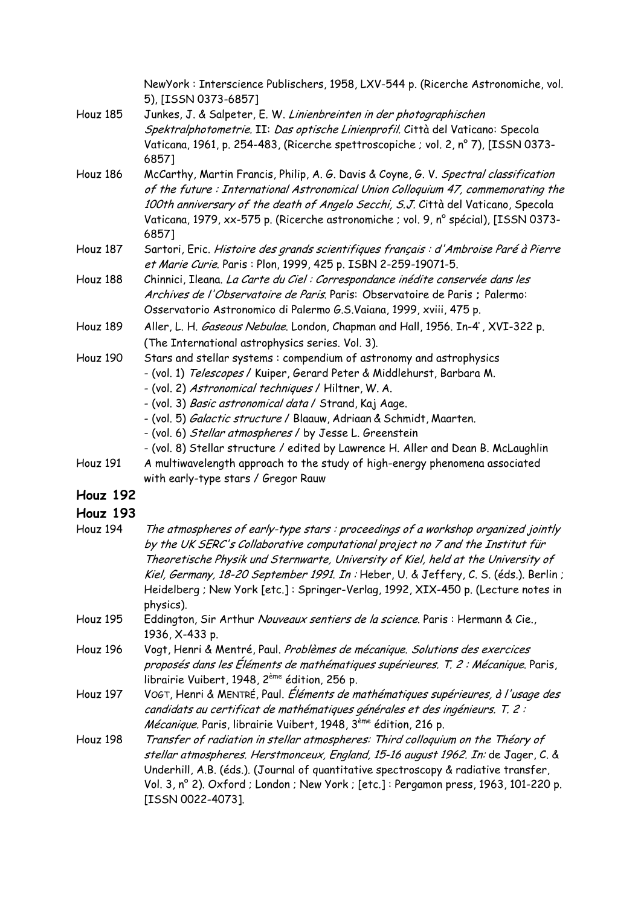NewYork : Interscience Publischers, 1958, LXV-544 p. (Ricerche Astronomiche, vol. 5), [ISSN 0373-6857]

Houz 185 Junkes, J. & Salpeter, E. W. *Linienbreinten in der photographischen Spektralphotometrie*. II: *Das optische Linienprofil*. Città del Vaticano: Specola Vaticana, 1961, p. 254-483, (Ricerche spettroscopiche ; vol. 2, n° 7), [ISSN 0373-6857]

Houz 186 McCarthy, Martin Francis, Philip, A. G. Davis & Coyne, G. V. *Spectral classification of the future : International Astronomical Union Colloquium 47, commemorating the 100th anniversary of the death of Angelo Secchi, S.J.* Città del Vaticano, Specola Vaticana, 1979, xx-575 p. (Ricerche astronomiche ; vol. 9, n° spécial), [ISSN 0373-6857]

Houz 187 Sartori, Eric. *Histoire des grands scientifiques français : d'Ambroise Paré à Pierre et Marie Curie*. Paris : Plon, 1999, 425 p. ISBN 2-259-19071-5.

Houz 188 Chinnici, Ileana. *La Carte du Ciel : Correspondance inédite conservée dans les Archives de l'Observatoire de Paris*. Paris: Observatoire de Paris **;** Palermo: Osservatorio Astronomico di Palermo G.S.Vaiana, 1999, xviii, 475 p.

Houz 189 Aller, L. H. *Gaseous Nebulae*. London, Chapman and Hall, 1956. In-4°, XVI-322 p. (The International astrophysics series. Vol. 3).

Houz 190 Stars and stellar systems : compendium of astronomy and astrophysics
- (vol. 1) *Telescopes* / Kuiper, Gerard Peter & Middlehurst, Barbara M.
- (vol. 2) *Astronomical techniques* / Hiltner, W. A.
- (vol. 3) *Basic astronomical data* / Strand, Kaj Aage.
- (vol. 5) *Galactic structure* / Blaauw, Adriaan & Schmidt, Maarten.
- (vol. 6) *Stellar atmospheres* / by Jesse L. Greenstein
- (vol. 8) Stellar structure / edited by Lawrence H. Aller and Dean B. McLaughlin

Houz 191 A multiwavelength approach to the study of high-energy phenomena associated with early-type stars / Gregor Rauw

**Houz 192**

**Houz 193**

Houz 194 *The atmospheres of early-type stars : proceedings of a workshop organized jointly by the UK SERC's Collaborative computational project no 7 and the Institut für Theoretische Physik und Sternwarte, University of Kiel, held at the University of Kiel, Germany, 18-20 September 1991. In :* Heber, U. & Jeffery, C. S. (éds.). Berlin ; Heidelberg ; New York [etc.] : Springer-Verlag, 1992, XIX-450 p. (Lecture notes in physics).

Houz 195 Eddington, Sir Arthur *Nouveaux sentiers de la science*. Paris : Hermann & Cie., 1936, X-433 p.

Houz 196 Vogt, Henri & Mentré, Paul. *Problèmes de mécanique. Solutions des exercices proposés dans les Éléments de mathématiques supérieures. T. 2 : Mécanique*. Paris, librairie Vuibert, 1948, 2ème édition, 256 p.

Houz 197 VOGT, Henri & MENTRÉ, Paul. *Éléments de mathématiques supérieures, à l'usage des candidats au certificat de mathématiques générales et des ingénieurs. T. 2 : Mécanique*. Paris, librairie Vuibert, 1948, 3ème édition, 216 p.

Houz 198 *Transfer of radiation in stellar atmospheres: Third colloquium on the Théory of stellar atmospheres. Herstmonceux, England, 15-16 august 1962. In:* de Jager, C. & Underhill, A.B. (éds.). (Journal of quantitative spectroscopy & radiative transfer, Vol. 3, n° 2). Oxford ; London ; New York ; [etc.] : Pergamon press, 1963, 101-220 p. [ISSN 0022-4073].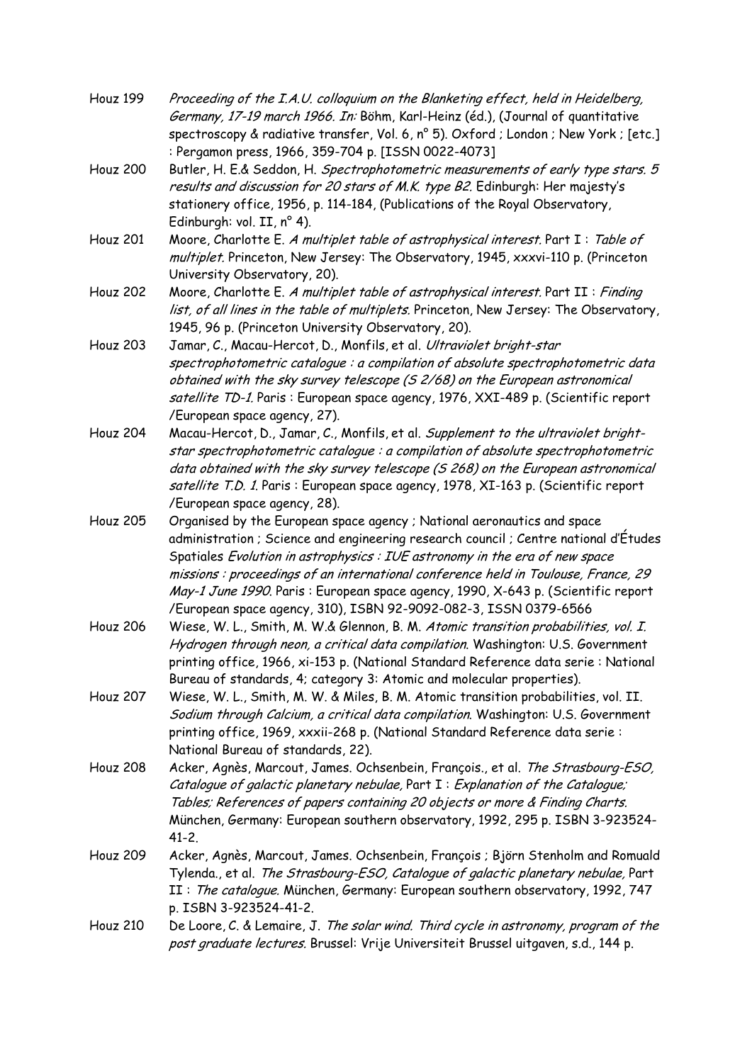Houz 199 *Proceeding of the I.A.U. colloquium on the Blanketing effect, held in Heidelberg, Germany, 17-19 march 1966. In:* Böhm, Karl-Heinz (éd.), (Journal of quantitative spectroscopy & radiative transfer, Vol. 6, n° 5). Oxford ; London ; New York ; [etc.] : Pergamon press, 1966, 359-704 p. [ISSN 0022-4073]

Houz 200 Butler, H. E.& Seddon, H. *Spectrophotometric measurements of early type stars. 5 results and discussion for 20 stars of M.K. type B2.* Edinburgh: Her majesty's stationery office, 1956, p. 114-184, (Publications of the Royal Observatory, Edinburgh: vol. II, n° 4).

Houz 201 Moore, Charlotte E. *A multiplet table of astrophysical interest.* Part I : *Table of multiplet.* Princeton, New Jersey: The Observatory, 1945, xxxvi-110 p. (Princeton University Observatory, 20).

Houz 202 Moore, Charlotte E. *A multiplet table of astrophysical interest.* Part II : *Finding list, of all lines in the table of multiplets.* Princeton, New Jersey: The Observatory, 1945, 96 p. (Princeton University Observatory, 20).

Houz 203 Jamar, C., Macau-Hercot, D., Monfils, et al. *Ultraviolet bright-star spectrophotometric catalogue : a compilation of absolute spectrophotometric data obtained with the sky survey telescope (S 2/68) on the European astronomical satellite TD-1.* Paris : European space agency, 1976, XXI-489 p. (Scientific report /European space agency, 27).

Houz 204 Macau-Hercot, D., Jamar, C., Monfils, et al. *Supplement to the ultraviolet bright-star spectrophotometric catalogue : a compilation of absolute spectrophotometric data obtained with the sky survey telescope (S 268) on the European astronomical satellite T.D. 1.* Paris : European space agency, 1978, XI-163 p. (Scientific report /European space agency, 28).

Houz 205 Organised by the European space agency ; National aeronautics and space administration ; Science and engineering research council ; Centre national d'Études Spatiales *Evolution in astrophysics : IUE astronomy in the era of new space missions : proceedings of an international conference held in Toulouse, France, 29 May-1 June 1990.* Paris : European space agency, 1990, X-643 p. (Scientific report /European space agency, 310), ISBN 92-9092-082-3, ISSN 0379-6566

Houz 206 Wiese, W. L., Smith, M. W.& Glennon, B. M. *Atomic transition probabilities, vol. I. Hydrogen through neon, a critical data compilation.* Washington: U.S. Government printing office, 1966, xi-153 p. (National Standard Reference data serie : National Bureau of standards, 4; category 3: Atomic and molecular properties).

Houz 207 Wiese, W. L., Smith, M. W. & Miles, B. M. Atomic transition probabilities, vol. II. *Sodium through Calcium, a critical data compilation.* Washington: U.S. Government printing office, 1969, xxxii-268 p. (National Standard Reference data serie : National Bureau of standards, 22).

Houz 208 Acker, Agnès, Marcout, James. Ochsenbein, François., et al. *The Strasbourg-ESO, Catalogue of galactic planetary nebulae,* Part I : *Explanation of the Catalogue; Tables; References of papers containing 20 objects or more & Finding Charts.* München, Germany: European southern observatory, 1992, 295 p. ISBN 3-923524-41-2.

Houz 209 Acker, Agnès, Marcout, James. Ochsenbein, François ; Björn Stenholm and Romuald Tylenda., et al. *The Strasbourg-ESO, Catalogue of galactic planetary nebulae,* Part II : *The catalogue.* München, Germany: European southern observatory, 1992, 747 p. ISBN 3-923524-41-2.

Houz 210 De Loore, C. & Lemaire, J. *The solar wind. Third cycle in astronomy, program of the post graduate lectures.* Brussel: Vrije Universiteit Brussel uitgaven, s.d., 144 p.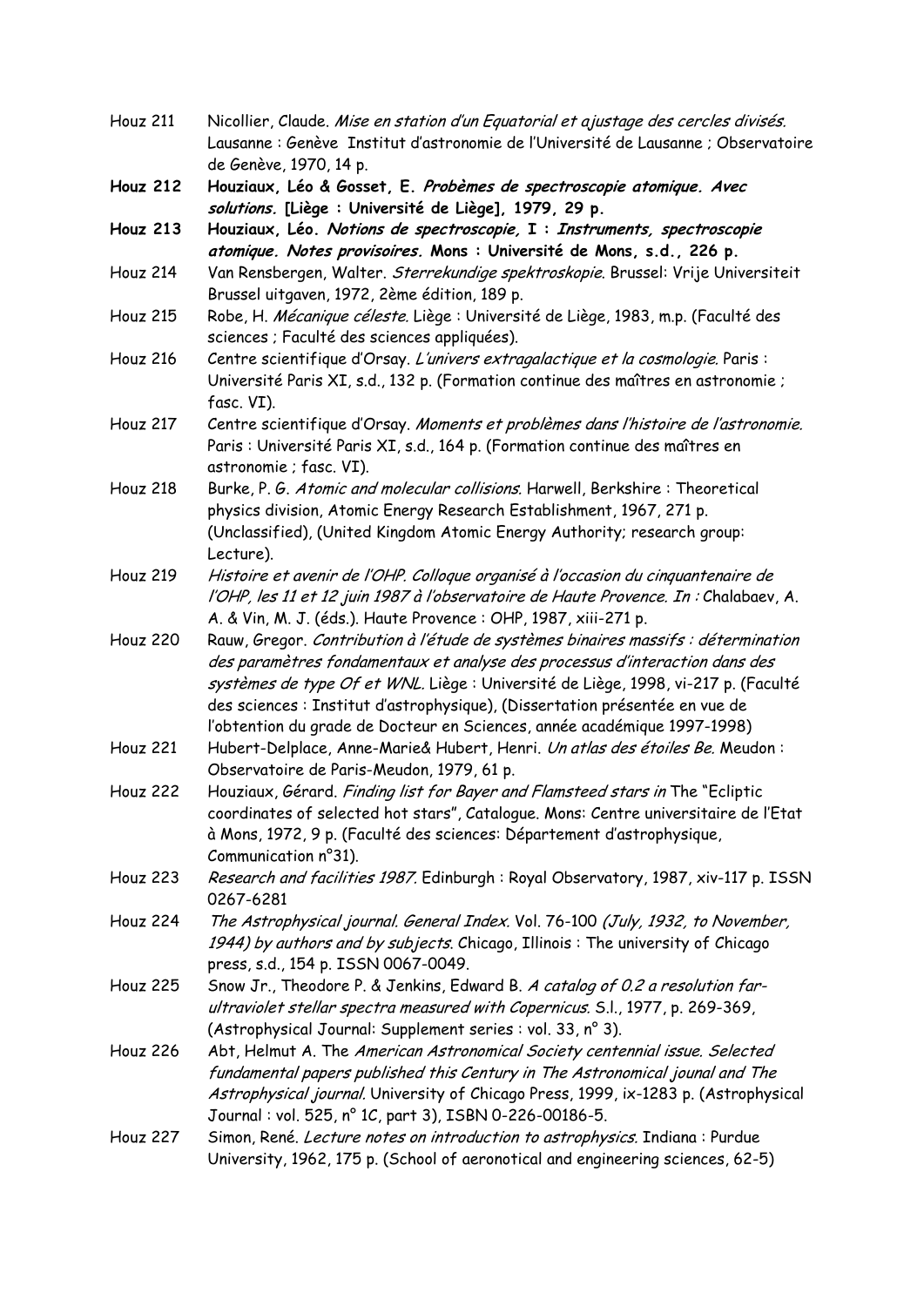Houz 211 Nicollier, Claude. *Mise en station d'un Equatorial et ajustage des cercles divisés.* Lausanne : Genève Institut d'astronomie de l'Université de Lausanne ; Observatoire de Genève, 1970, 14 p.

**Houz 212 Houziaux, Léo & Gosset, E. *Probèmes de spectroscopie atomique. Avec solutions.* [Liège : Université de Liège], 1979, 29 p.**

**Houz 213 Houziaux, Léo. *Notions de spectroscopie,* I : *Instruments, spectroscopie atomique. Notes provisoires.* Mons : Université de Mons, s.d., 226 p.**

Houz 214 Van Rensbergen, Walter. *Sterrekundige spektroskopie.* Brussel: Vrije Universiteit Brussel uitgaven, 1972, 2ème édition, 189 p.

Houz 215 Robe, H. *Mécanique céleste.* Liège : Université de Liège, 1983, m.p. (Faculté des sciences ; Faculté des sciences appliquées).

Houz 216 Centre scientifique d'Orsay. *L'univers extragalactique et la cosmologie.* Paris : Université Paris XI, s.d., 132 p. (Formation continue des maîtres en astronomie ; fasc. VI).

Houz 217 Centre scientifique d'Orsay. *Moments et problèmes dans l'histoire de l'astronomie.* Paris : Université Paris XI, s.d., 164 p. (Formation continue des maîtres en astronomie ; fasc. VI).

Houz 218 Burke, P. G. *Atomic and molecular collisions.* Harwell, Berkshire : Theoretical physics division, Atomic Energy Research Establishment, 1967, 271 p. (Unclassified), (United Kingdom Atomic Energy Authority; research group: Lecture).

Houz 219 *Histoire et avenir de l'OHP. Colloque organisé à l'occasion du cinquantenaire de l'OHP, les 11 et 12 juin 1987 à l'observatoire de Haute Provence. In :* Chalabaev, A. A. & Vin, M. J. (éds.). Haute Provence : OHP, 1987, xiii-271 p.

Houz 220 Rauw, Gregor. *Contribution à l'étude de systèmes binaires massifs : détermination des paramètres fondamentaux et analyse des processus d'interaction dans des systèmes de type Of et WNL.* Liège : Université de Liège, 1998, vi-217 p. (Faculté des sciences : Institut d'astrophysique), (Dissertation présentée en vue de l'obtention du grade de Docteur en Sciences, année académique 1997-1998)

Houz 221 Hubert-Delplace, Anne-Marie& Hubert, Henri. *Un atlas des étoiles Be.* Meudon : Observatoire de Paris-Meudon, 1979, 61 p.

Houz 222 Houziaux, Gérard. *Finding list for Bayer and Flamsteed stars in* The "Ecliptic coordinates of selected hot stars", Catalogue. Mons: Centre universitaire de l'Etat à Mons, 1972, 9 p. (Faculté des sciences: Département d'astrophysique, Communication n°31).

Houz 223 *Research and facilities 1987.* Edinburgh : Royal Observatory, 1987, xiv-117 p. ISSN 0267-6281

Houz 224 *The Astrophysical journal. General Index.* Vol. 76-100 *(July, 1932, to November, 1944) by authors and by subjects.* Chicago, Illinois : The university of Chicago press, s.d., 154 p. ISSN 0067-0049.

Houz 225 Snow Jr., Theodore P. & Jenkins, Edward B. *A catalog of 0.2 a resolution far-ultraviolet stellar spectra measured with Copernicus.* S.l., 1977, p. 269-369, (Astrophysical Journal: Supplement series : vol. 33, n° 3).

Houz 226 Abt, Helmut A. The *American Astronomical Society centennial issue. Selected fundamental papers published this Century in The Astronomical jounal and The Astrophysical journal.* University of Chicago Press, 1999, ix-1283 p. (Astrophysical Journal : vol. 525, n° 1C, part 3), ISBN 0-226-00186-5.

Houz 227 Simon, René. *Lecture notes on introduction to astrophysics.* Indiana : Purdue University, 1962, 175 p. (School of aeronotical and engineering sciences, 62-5)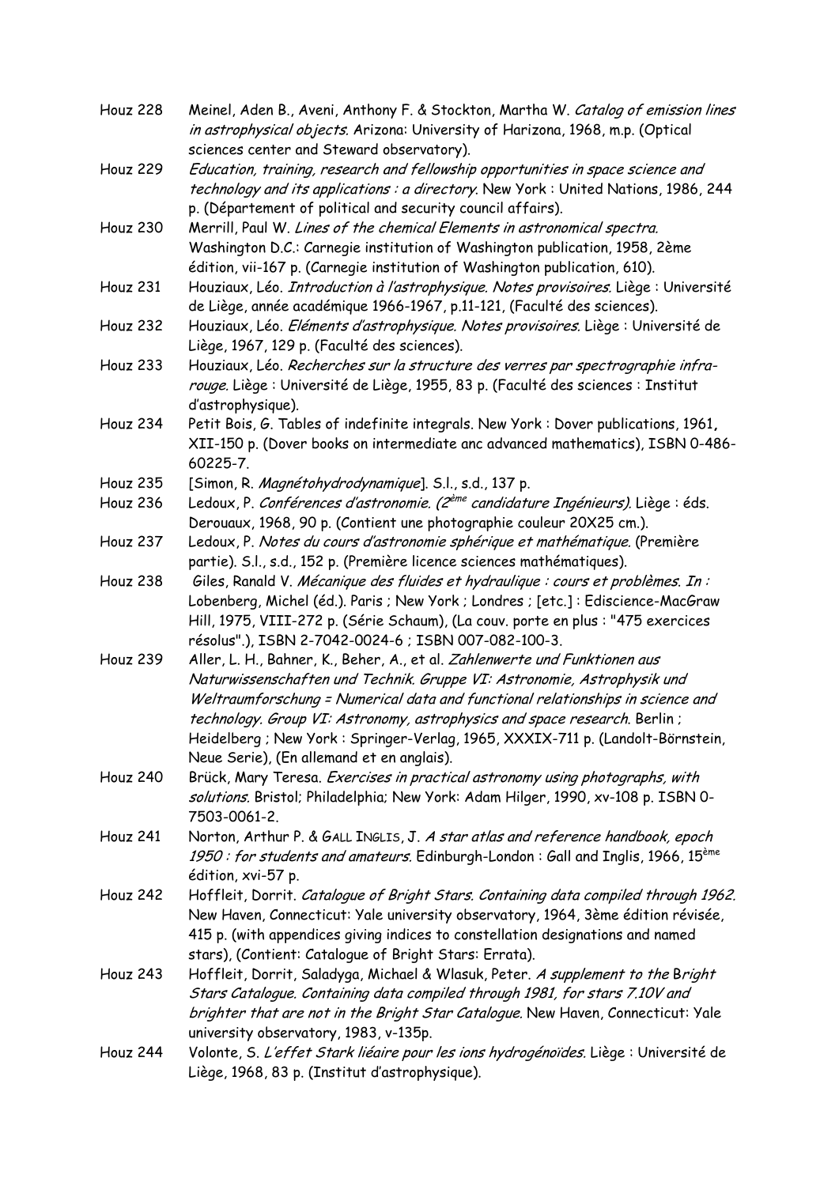Houz 228 Meinel, Aden B., Aveni, Anthony F. & Stockton, Martha W. *Catalog of emission lines in astrophysical objects*. Arizona: University of Harizona, 1968, m.p. (Optical sciences center and Steward observatory).

Houz 229 *Education, training, research and fellowship opportunities in space science and technology and its applications : a directory*. New York : United Nations, 1986, 244 p. (Département of political and security council affairs).

Houz 230 Merrill, Paul W. *Lines of the chemical Elements in astronomical spectra*. Washington D.C.: Carnegie institution of Washington publication, 1958, 2ème édition, vii-167 p. (Carnegie institution of Washington publication, 610).

Houz 231 Houziaux, Léo. *Introduction à l'astrophysique. Notes provisoires*. Liège : Université de Liège, année académique 1966-1967, p.11-121, (Faculté des sciences).

Houz 232 Houziaux, Léo. *Eléments d'astrophysique. Notes provisoires*. Liège : Université de Liège, 1967, 129 p. (Faculté des sciences).

Houz 233 Houziaux, Léo. *Recherches sur la structure des verres par spectrographie infra-rouge*. Liège : Université de Liège, 1955, 83 p. (Faculté des sciences : Institut d'astrophysique).

Houz 234 Petit Bois, G. Tables of indefinite integrals. New York : Dover publications, 1961, XII-150 p. (Dover books on intermediate anc advanced mathematics), ISBN 0-486-60225-7.

Houz 235 [Simon, R. *Magnétohydrodynamique*]. S.l., s.d., 137 p.

Houz 236 Ledoux, P. *Conférences d'astronomie. (2ème candidature Ingénieurs)*. Liège : éds. Derouaux, 1968, 90 p. (Contient une photographie couleur 20X25 cm.).

Houz 237 Ledoux, P. *Notes du cours d'astronomie sphérique et mathématique*. (Première partie). S.l., s.d., 152 p. (Première licence sciences mathématiques).

Houz 238 Giles, Ranald V. *Mécanique des fluides et hydraulique : cours et problèmes*. *In :* Lobenberg, Michel (éd.). Paris ; New York ; Londres ; [etc.] : Ediscience-MacGraw Hill, 1975, VIII-272 p. (Série Schaum), (La couv. porte en plus : "475 exercices résolus".), ISBN 2-7042-0024-6 ; ISBN 007-082-100-3.

Houz 239 Aller, L. H., Bahner, K., Beher, A., et al. *Zahlenwerte und Funktionen aus Naturwissenschaften und Technik. Gruppe VI: Astronomie, Astrophysik und Weltraumforschung = Numerical data and functional relationships in science and technology. Group VI: Astronomy, astrophysics and space research*. Berlin ; Heidelberg ; New York : Springer-Verlag, 1965, XXXIX-711 p. (Landolt-Börnstein, Neue Serie), (En allemand et en anglais).

Houz 240 Brück, Mary Teresa. *Exercises in practical astronomy using photographs, with solutions*. Bristol; Philadelphia; New York: Adam Hilger, 1990, xv-108 p. ISBN 0-7503-0061-2.

Houz 241 Norton, Arthur P. & GALL INGLIS, J. *A star atlas and reference handbook, epoch 1950 : for students and amateurs*. Edinburgh-London : Gall and Inglis, 1966, 15ème édition, xvi-57 p.

Houz 242 Hoffleit, Dorrit. *Catalogue of Bright Stars. Containing data compiled through 1962*. New Haven, Connecticut: Yale university observatory, 1964, 3ème édition révisée, 415 p. (with appendices giving indices to constellation designations and named stars), (Contient: Catalogue of Bright Stars: Errata).

Houz 243 Hoffleit, Dorrit, Saladyga, Michael & Wlasuk, Peter. *A supplement to the* Bright *Stars Catalogue. Containing data compiled through 1981, for stars 7.10V and brighter that are not in the Bright Star Catalogue*. New Haven, Connecticut: Yale university observatory, 1983, v-135p.

Houz 244 Volonte, S. *L'effet Stark liéaire pour les ions hydrogénoïdes*. Liège : Université de Liège, 1968, 83 p. (Institut d'astrophysique).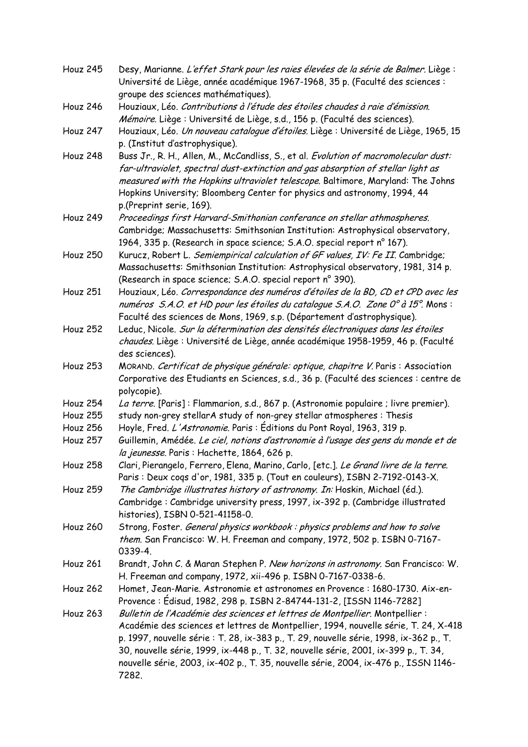Houz 245 Desy, Marianne. *L'effet Stark pour les raies élevées de la série de Balmer*. Liège : Université de Liège, année académique 1967-1968, 35 p. (Faculté des sciences : groupe des sciences mathématiques).

Houz 246 Houziaux, Léo. *Contributions à l'étude des étoiles chaudes à raie d'émission. Mémoire*. Liège : Université de Liège, s.d., 156 p. (Faculté des sciences).

Houz 247 Houziaux, Léo. *Un nouveau catalogue d'étoiles*. Liège : Université de Liège, 1965, 15 p. (Institut d'astrophysique).

Houz 248 Buss Jr., R. H., Allen, M., McCandliss, S., et al. *Evolution of macromolecular dust: far-ultraviolet, spectral dust-extinction and gas absorption of stellar light as measured with the Hopkins ultraviolet telescope*. Baltimore, Maryland: The Johns Hopkins University; Bloomberg Center for physics and astronomy, 1994, 44 p.(Preprint serie, 169).

Houz 249 *Proceedings first Harvard-Smithonian conferance on stellar athmospheres*. Cambridge; Massachusetts: Smithsonian Institution: Astrophysical observatory, 1964, 335 p. (Research in space science; S.A.O. special report n° 167).

Houz 250 Kurucz, Robert L. *Semiempirical calculation of GF values, IV: Fe II*. Cambridge; Massachusetts: Smithsonian Institution: Astrophysical observatory, 1981, 314 p. (Research in space science; S.A.O. special report n° 390).

Houz 251 Houziaux, Léo. *Correspondance des numéros d'étoiles de la BD, CD et CPD avec les numéros S.A.O. et HD pour les étoiles du catalogue S.A.O. Zone 0° à 15°*. Mons : Faculté des sciences de Mons, 1969, s.p. (Département d'astrophysique).

Houz 252 Leduc, Nicole. *Sur la détermination des densités électroniques dans les étoiles chaudes*. Liège : Université de Liège, année académique 1958-1959, 46 p. (Faculté des sciences).

Houz 253 Morand. *Certificat de physique générale: optique, chapitre V*. Paris : Association Corporative des Etudiants en Sciences, s.d., 36 p. (Faculté des sciences : centre de polycopie).

Houz 254 *La terre*. [Paris] : Flammarion, s.d., 867 p. (Astronomie populaire ; livre premier).

Houz 255 study non-grey stellarA study of non-grey stellar atmospheres : Thesis

Houz 256 Hoyle, Fred. *L'Astronomie*. Paris : Éditions du Pont Royal, 1963, 319 p.

Houz 257 Guillemin, Amédée. *Le ciel, notions d'astronomie à l'usage des gens du monde et de la jeunesse*. Paris : Hachette, 1864, 626 p.

Houz 258 Clari, Pierangelo, Ferrero, Elena, Marino, Carlo, [etc.]. *Le Grand livre de la terre*. Paris : Deux coqs d'or, 1981, 335 p. (Tout en couleurs), ISBN 2-7192-0143-X.

Houz 259 *The Cambridge illustrates history of astronomy. In:* Hoskin, Michael (éd.). Cambridge : Cambridge university press, 1997, ix-392 p. (Cambridge illustrated histories), ISBN 0-521-41158-0.

Houz 260 Strong, Foster. *General physics workbook : physics problems and how to solve them*. San Francisco: W. H. Freeman and company, 1972, 502 p. ISBN 0-7167-0339-4.

Houz 261 Brandt, John C. & Maran Stephen P. *New horizons in astronomy*. San Francisco: W. H. Freeman and company, 1972, xii-496 p. ISBN 0-7167-0338-6.

Houz 262 Homet, Jean-Marie. Astronomie et astronomes en Provence : 1680-1730. Aix-en-Provence : Édisud, 1982, 298 p. ISBN 2-84744-131-2, [ISSN 1146-7282]

Houz 263 *Bulletin de l'Académie des sciences et lettres de Montpellier*. Montpellier : Académie des sciences et lettres de Montpellier, 1994, nouvelle série, T. 24, X-418 p. 1997, nouvelle série : T. 28, ix-383 p., T. 29, nouvelle série, 1998, ix-362 p., T. 30, nouvelle série, 1999, ix-448 p., T. 32, nouvelle série, 2001, ix-399 p., T. 34, nouvelle série, 2003, ix-402 p., T. 35, nouvelle série, 2004, ix-476 p., ISSN 1146-7282.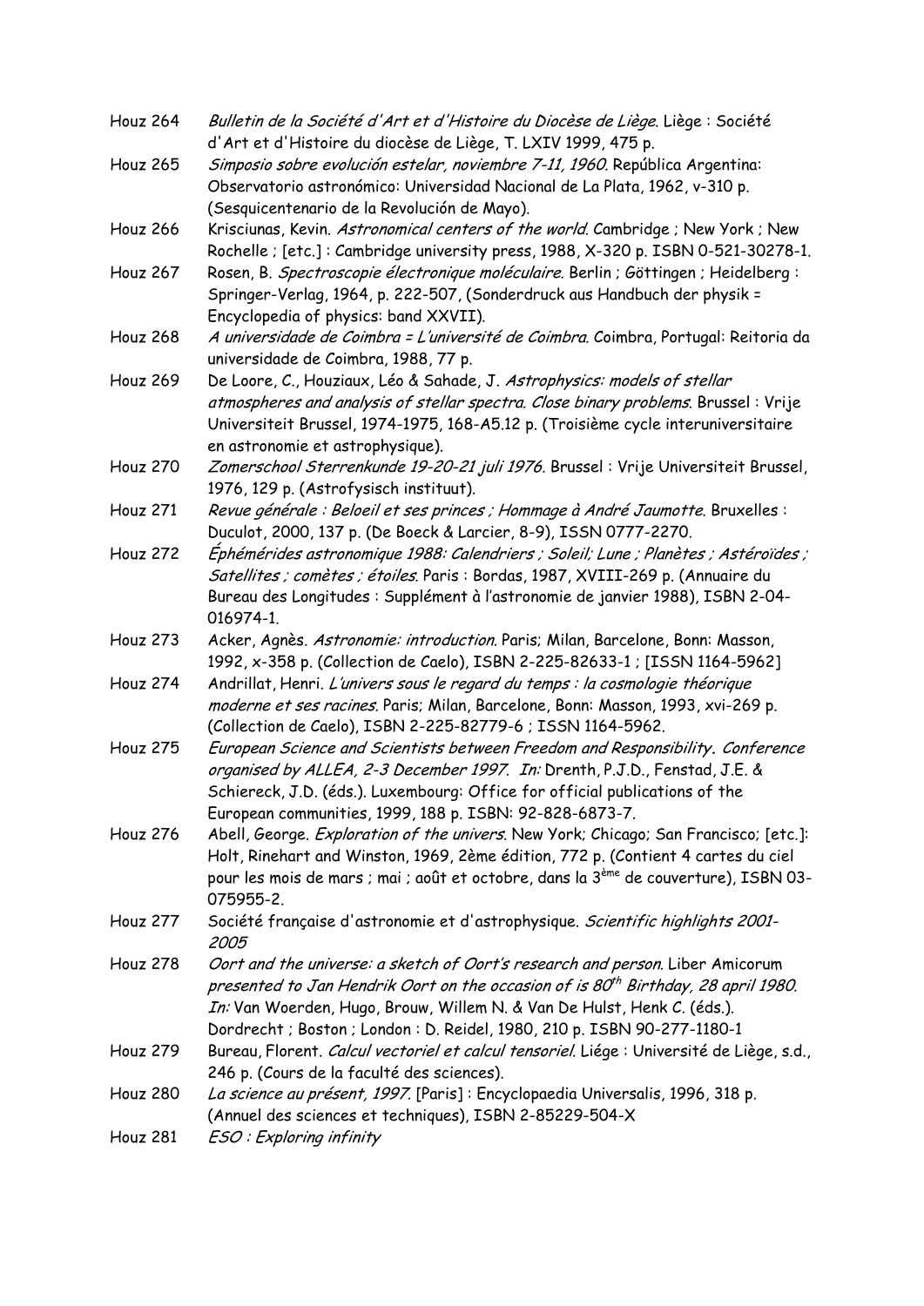Houz 264 *Bulletin de la Société d'Art et d'Histoire du Diocèse de Liège*. Liège : Société d'Art et d'Histoire du diocèse de Liège, T. LXIV 1999, 475 p.

Houz 265 *Simposio sobre evolución estelar, noviembre 7-11, 1960*. República Argentina: Observatorio astronómico: Universidad Nacional de La Plata, 1962, v-310 p. (Sesquicentenario de la Revolución de Mayo).

Houz 266 Krisciunas, Kevin. *Astronomical centers of the world*. Cambridge ; New York ; New Rochelle ; [etc.] : Cambridge university press, 1988, X-320 p. ISBN 0-521-30278-1.

Houz 267 Rosen, B. *Spectroscopie électronique moléculaire*. Berlin ; Göttingen ; Heidelberg : Springer-Verlag, 1964, p. 222-507, (Sonderdruck aus Handbuch der physik = Encyclopedia of physics: band XXVII).

Houz 268 *A universidade de Coimbra = L'université de Coimbra*. Coimbra, Portugal: Reitoria da universidade de Coimbra, 1988, 77 p.

Houz 269 De Loore, C., Houziaux, Léo & Sahade, J. *Astrophysics: models of stellar atmospheres and analysis of stellar spectra. Close binary problems*. Brussel : Vrije Universiteit Brussel, 1974-1975, 168-A5.12 p. (Troisième cycle interuniversitaire en astronomie et astrophysique).

Houz 270 *Zomerschool Sterrenkunde 19-20-21 juli 1976*. Brussel : Vrije Universiteit Brussel, 1976, 129 p. (Astrofysisch instituut).

Houz 271 *Revue générale : Beloeil et ses princes ; Hommage à André Jaumotte*. Bruxelles : Duculot, 2000, 137 p. (De Boeck & Larcier, 8-9), ISSN 0777-2270.

Houz 272 *Éphémérides astronomique 1988: Calendriers ; Soleil; Lune ; Planètes ; Astéroïdes ; Satellites ; comètes ; étoiles*. Paris : Bordas, 1987, XVIII-269 p. (Annuaire du Bureau des Longitudes : Supplément à l'astronomie de janvier 1988), ISBN 2-04-016974-1.

Houz 273 Acker, Agnès. *Astronomie: introduction*. Paris; Milan, Barcelone, Bonn: Masson, 1992, x-358 p. (Collection de Caelo), ISBN 2-225-82633-1 ; [ISSN 1164-5962]

Houz 274 Andrillat, Henri. *L'univers sous le regard du temps : la cosmologie théorique moderne et ses racines*. Paris; Milan, Barcelone, Bonn: Masson, 1993, xvi-269 p. (Collection de Caelo), ISBN 2-225-82779-6 ; ISSN 1164-5962.

Houz 275 *European Science and Scientists between Freedom and Responsibility. Conference organised by ALLEA, 2-3 December 1997. In:* Drenth, P.J.D., Fenstad, J.E. & Schiereck, J.D. (éds.). Luxembourg: Office for official publications of the European communities, 1999, 188 p. ISBN: 92-828-6873-7.

Houz 276 Abell, George. *Exploration of the univers*. New York; Chicago; San Francisco; [etc.]: Holt, Rinehart and Winston, 1969, 2ème édition, 772 p. (Contient 4 cartes du ciel pour les mois de mars ; mai ; août et octobre, dans la 3ème de couverture), ISBN 03-075955-2.

Houz 277 Société française d'astronomie et d'astrophysique. *Scientific highlights 2001-2005*

Houz 278 *Oort and the universe: a sketch of Oort's research and person.* Liber Amicorum *presented to Jan Hendrik Oort on the occasion of is 80th Birthday, 28 april 1980. In:* Van Woerden, Hugo, Brouw, Willem N. & Van De Hulst, Henk C. (éds.). Dordrecht ; Boston ; London : D. Reidel, 1980, 210 p. ISBN 90-277-1180-1

Houz 279 Bureau, Florent. *Calcul vectoriel et calcul tensoriel*. Liége : Université de Liège, s.d., 246 p. (Cours de la faculté des sciences).

Houz 280 *La science au présent, 1997*. [Paris] : Encyclopaedia Universalis, 1996, 318 p. (Annuel des sciences et techniques), ISBN 2-85229-504-X

Houz 281 *ESO : Exploring infinity*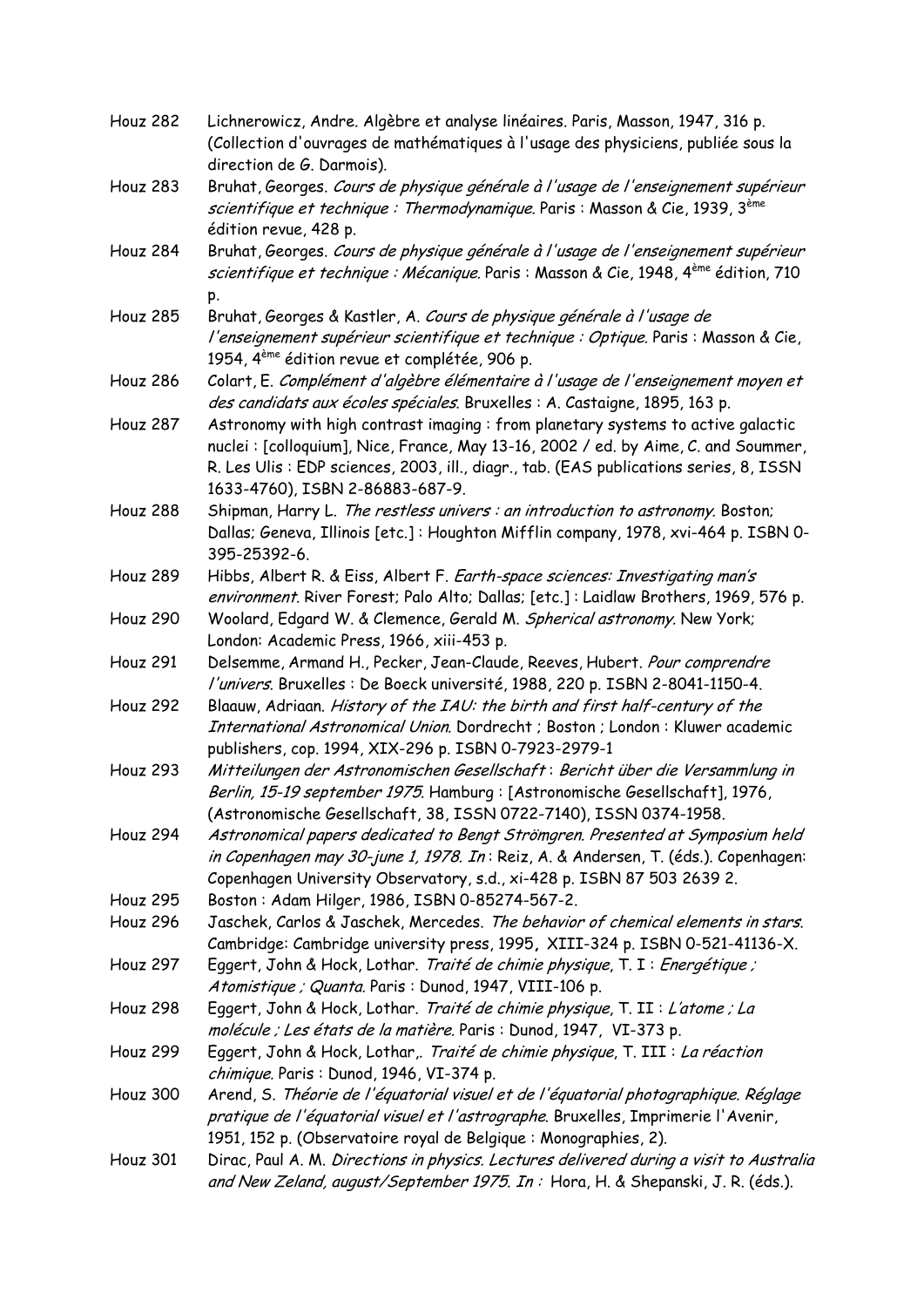Houz 282 Lichnerowicz, Andre. Algèbre et analyse linéaires. Paris, Masson, 1947, 316 p. (Collection d'ouvrages de mathématiques à l'usage des physiciens, publiée sous la direction de G. Darmois).

Houz 283 Bruhat, Georges. *Cours de physique générale à l'usage de l'enseignement supérieur scientifique et technique : Thermodynamique.* Paris : Masson & Cie, 1939, 3ème édition revue, 428 p.

Houz 284 Bruhat, Georges. *Cours de physique générale à l'usage de l'enseignement supérieur scientifique et technique : Mécanique.* Paris : Masson & Cie, 1948, 4ème édition, 710 p.

Houz 285 Bruhat, Georges & Kastler, A. *Cours de physique générale à l'usage de l'enseignement supérieur scientifique et technique : Optique.* Paris : Masson & Cie, 1954, 4ème édition revue et complétée, 906 p.

Houz 286 Colart, E. *Complément d'algèbre élémentaire à l'usage de l'enseignement moyen et des candidats aux écoles spéciales*. Bruxelles : A. Castaigne, 1895, 163 p.

Houz 287 Astronomy with high contrast imaging : from planetary systems to active galactic nuclei : [colloquium], Nice, France, May 13-16, 2002 / ed. by Aime, C. and Soummer, R. Les Ulis : EDP sciences, 2003, ill., diagr., tab. (EAS publications series, 8, ISSN 1633-4760), ISBN 2-86883-687-9.

Houz 288 Shipman, Harry L. *The restless univers : an introduction to astronomy.* Boston; Dallas; Geneva, Illinois [etc.] : Houghton Mifflin company, 1978, xvi-464 p. ISBN 0-395-25392-6.

Houz 289 Hibbs, Albert R. & Eiss, Albert F. *Earth-space sciences: Investigating man's environment.* River Forest; Palo Alto; Dallas; [etc.] : Laidlaw Brothers, 1969, 576 p.

Houz 290 Woolard, Edgard W. & Clemence, Gerald M. *Spherical astronomy.* New York; London: Academic Press, 1966, xiii-453 p.

Houz 291 Delsemme, Armand H., Pecker, Jean-Claude, Reeves, Hubert. *Pour comprendre l'univers*. Bruxelles : De Boeck université, 1988, 220 p. ISBN 2-8041-1150-4.

Houz 292 Blaauw, Adriaan. *History of the IAU: the birth and first half-century of the International Astronomical Union*. Dordrecht ; Boston ; London : Kluwer academic publishers, cop. 1994, XIX-296 p. ISBN 0-7923-2979-1

Houz 293 *Mitteilungen der Astronomischen Gesellschaft* : *Bericht über die Versammlung in Berlin, 15-19 september 1975.* Hamburg : [Astronomische Gesellschaft], 1976, (Astronomische Gesellschaft, 38, ISSN 0722-7140), ISSN 0374-1958.

Houz 294 *Astronomical papers dedicated to Bengt Strömgren. Presented at Symposium held in Copenhagen may 30-june 1, 1978. In* : Reiz, A. & Andersen, T. (éds.). Copenhagen: Copenhagen University Observatory, s.d., xi-428 p. ISBN 87 503 2639 2.

Houz 295 Boston : Adam Hilger, 1986, ISBN 0-85274-567-2.

Houz 296 Jaschek, Carlos & Jaschek, Mercedes. *The behavior of chemical elements in stars*. Cambridge: Cambridge university press, 1995, XIII-324 p. ISBN 0-521-41136-X.

Houz 297 Eggert, John & Hock, Lothar. *Traité de chimie physique*, T. I : *Energétique ; Atomistique ; Quanta.* Paris : Dunod, 1947, VIII-106 p.

Houz 298 Eggert, John & Hock, Lothar. *Traité de chimie physique*, T. II : *L'atome ; La molécule ; Les états de la matière.* Paris : Dunod, 1947, VI-373 p.

Houz 299 Eggert, John & Hock, Lothar,. *Traité de chimie physique*, T. III : *La réaction chimique.* Paris : Dunod, 1946, VI-374 p.

Houz 300 Arend, S. *Théorie de l'équatorial visuel et de l'équatorial photographique. Réglage pratique de l'équatorial visuel et l'astrographe*. Bruxelles, Imprimerie l'Avenir, 1951, 152 p. (Observatoire royal de Belgique : Monographies, 2).

Houz 301 Dirac, Paul A. M. *Directions in physics. Lectures delivered during a visit to Australia and New Zeland, august/September 1975. In :* Hora, H. & Shepanski, J. R. (éds.).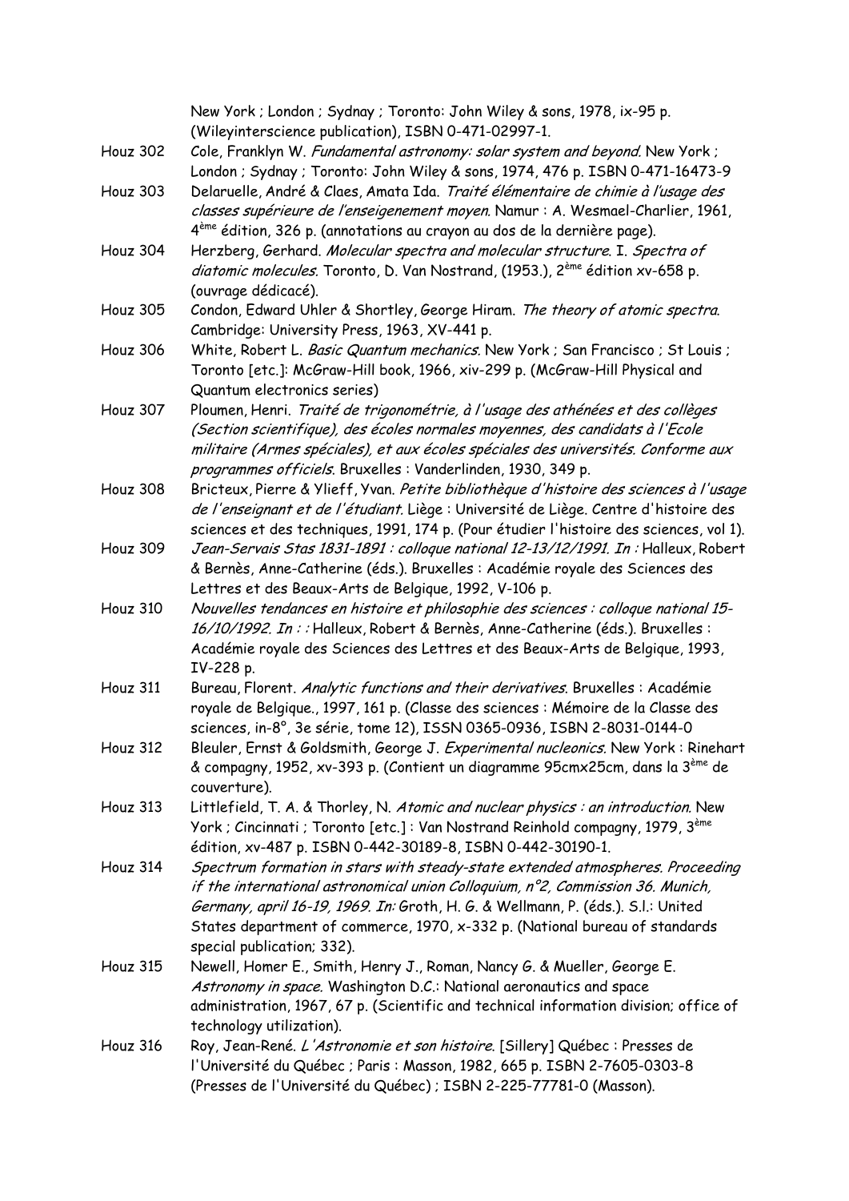New York ; London ; Sydnay ; Toronto: John Wiley & sons, 1978, ix-95 p. (Wileyinterscience publication), ISBN 0-471-02997-1.

Houz 302 Cole, Franklyn W. *Fundamental astronomy: solar system and beyond*. New York ; London ; Sydnay ; Toronto: John Wiley & sons, 1974, 476 p. ISBN 0-471-16473-9

Houz 303 Delaruelle, André & Claes, Amata Ida. *Traité élémentaire de chimie à l'usage des classes supérieure de l'enseignement moyen*. Namur : A. Wesmael-Charlier, 1961, 4ème édition, 326 p. (annotations au crayon au dos de la dernière page).

Houz 304 Herzberg, Gerhard. *Molecular spectra and molecular structure*. I. *Spectra of diatomic molecules*. Toronto, D. Van Nostrand, (1953.), 2ème édition xv-658 p. (ouvrage dédicacé).

Houz 305 Condon, Edward Uhler & Shortley, George Hiram. *The theory of atomic spectra*. Cambridge: University Press, 1963, XV-441 p.

Houz 306 White, Robert L. *Basic Quantum mechanics*. New York ; San Francisco ; St Louis ; Toronto [etc.]: McGraw-Hill book, 1966, xiv-299 p. (McGraw-Hill Physical and Quantum electronics series)

Houz 307 Ploumen, Henri. *Traité de trigonométrie, à l'usage des athénées et des collèges (Section scientifique), des écoles normales moyennes, des candidats à l'Ecole militaire (Armes spéciales), et aux écoles spéciales des universités. Conforme aux programmes officiels*. Bruxelles : Vanderlinden, 1930, 349 p.

Houz 308 Bricteux, Pierre & Ylieff, Yvan. *Petite bibliothèque d'histoire des sciences à l'usage de l'enseignant et de l'étudiant*. Liège : Université de Liège. Centre d'histoire des sciences et des techniques, 1991, 174 p. (Pour étudier l'histoire des sciences, vol 1).

Houz 309 *Jean-Servais Stas 1831-1891 : colloque national 12-13/12/1991. In :* Halleux, Robert & Bernès, Anne-Catherine (éds.). Bruxelles : Académie royale des Sciences des Lettres et des Beaux-Arts de Belgique, 1992, V-106 p.

Houz 310 *Nouvelles tendances en histoire et philosophie des sciences : colloque national 15-16/10/1992. In : :* Halleux, Robert & Bernès, Anne-Catherine (éds.). Bruxelles : Académie royale des Sciences des Lettres et des Beaux-Arts de Belgique, 1993, IV-228 p.

Houz 311 Bureau, Florent. *Analytic functions and their derivatives*. Bruxelles : Académie royale de Belgique., 1997, 161 p. (Classe des sciences : Mémoire de la Classe des sciences, in-8°, 3e série, tome 12), ISSN 0365-0936, ISBN 2-8031-0144-0

Houz 312 Bleuler, Ernst & Goldsmith, George J. *Experimental nucleonics*. New York : Rinehart & compagny, 1952, xv-393 p. (Contient un diagramme 95cmx25cm, dans la 3ème de couverture).

Houz 313 Littlefield, T. A. & Thorley, N. *Atomic and nuclear physics : an introduction*. New York ; Cincinnati ; Toronto [etc.] : Van Nostrand Reinhold compagny, 1979, 3ème édition, xv-487 p. ISBN 0-442-30189-8, ISBN 0-442-30190-1.

Houz 314 *Spectrum formation in stars with steady-state extended atmospheres. Proceeding if the international astronomical union Colloquium, n°2, Commission 36. Munich, Germany, april 16-19, 1969. In:* Groth, H. G. & Wellmann, P. (éds.). S.l.: United States department of commerce, 1970, x-332 p. (National bureau of standards special publication; 332).

Houz 315 Newell, Homer E., Smith, Henry J., Roman, Nancy G. & Mueller, George E. *Astronomy in space*. Washington D.C.: National aeronautics and space administration, 1967, 67 p. (Scientific and technical information division; office of technology utilization).

Houz 316 Roy, Jean-René. *L'Astronomie et son histoire*. [Sillery] Québec : Presses de l'Université du Québec ; Paris : Masson, 1982, 665 p. ISBN 2-7605-0303-8 (Presses de l'Université du Québec) ; ISBN 2-225-77781-0 (Masson).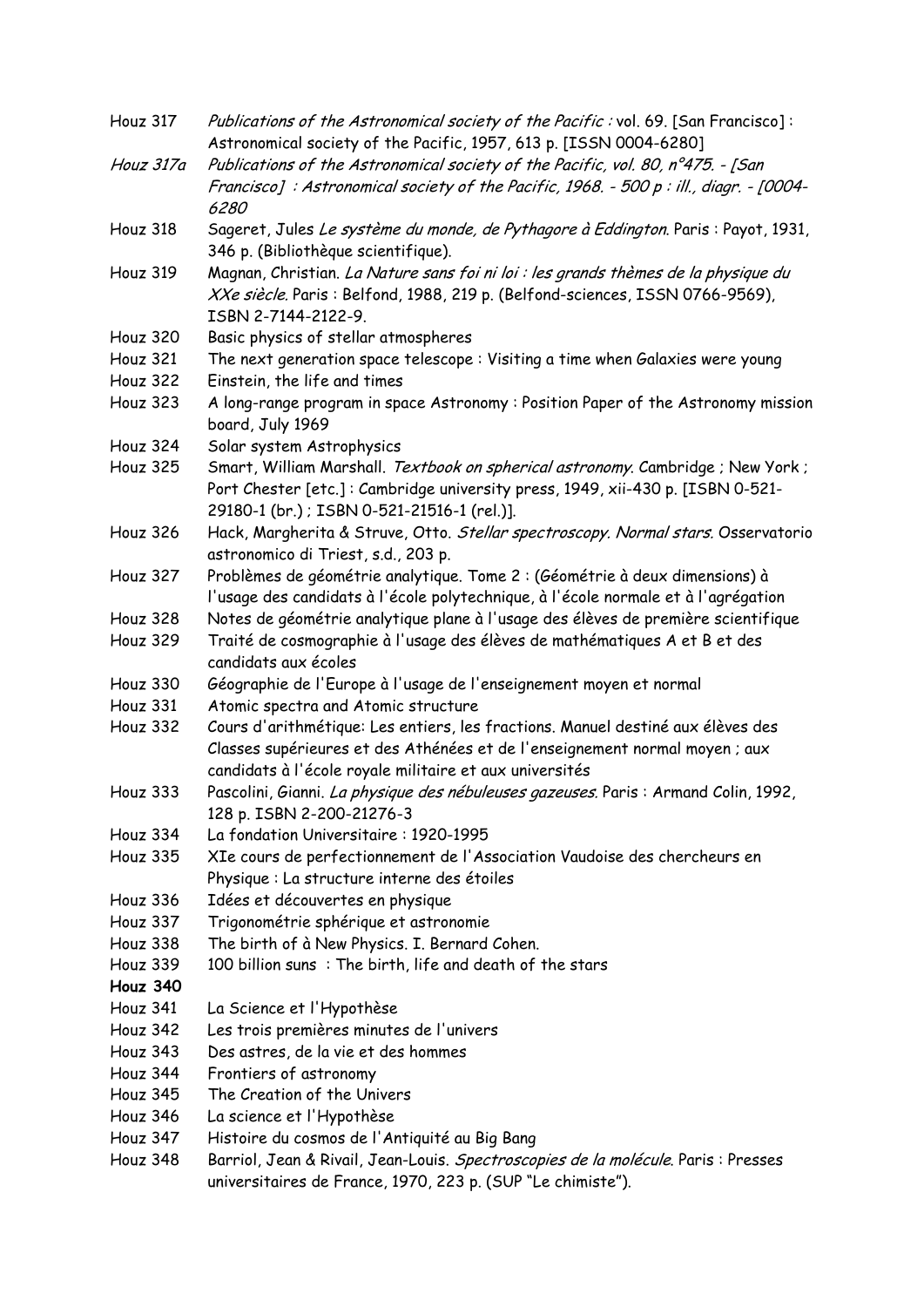Houz 317 *Publications of the Astronomical society of the Pacific :* vol. 69. [San Francisco] : Astronomical society of the Pacific, 1957, 613 p. [ISSN 0004-6280]

*Houz 317a* *Publications of the Astronomical society of the Pacific, vol. 80, n°475. - [San Francisco] : Astronomical society of the Pacific, 1968. - 500 p : ill., diagr. - [0004-6280*

Houz 318 Sageret, Jules *Le système du monde, de Pythagore à Eddington*. Paris : Payot, 1931, 346 p. (Bibliothèque scientifique).

Houz 319 Magnan, Christian. *La Nature sans foi ni loi : les grands thèmes de la physique du XXe siècle*. Paris : Belfond, 1988, 219 p. (Belfond-sciences, ISSN 0766-9569), ISBN 2-7144-2122-9.

Houz 320 Basic physics of stellar atmospheres

Houz 321 The next generation space telescope : Visiting a time when Galaxies were young

Houz 322 Einstein, the life and times

Houz 323 A long-range program in space Astronomy : Position Paper of the Astronomy mission board, July 1969

Houz 324 Solar system Astrophysics

Houz 325 Smart, William Marshall. *Textbook on spherical astronomy*. Cambridge ; New York ; Port Chester [etc.] : Cambridge university press, 1949, xii-430 p. [ISBN 0-521-29180-1 (br.) ; ISBN 0-521-21516-1 (rel.)].

Houz 326 Hack, Margherita & Struve, Otto. *Stellar spectroscopy. Normal stars.* Osservatorio astronomico di Triest, s.d., 203 p.

Houz 327 Problèmes de géométrie analytique. Tome 2 : (Géométrie à deux dimensions) à l'usage des candidats à l'école polytechnique, à l'école normale et à l'agrégation

Houz 328 Notes de géométrie analytique plane à l'usage des élèves de première scientifique

Houz 329 Traité de cosmographie à l'usage des élèves de mathématiques A et B et des candidats aux écoles

Houz 330 Géographie de l'Europe à l'usage de l'enseignement moyen et normal

Houz 331 Atomic spectra and Atomic structure

Houz 332 Cours d'arithmétique: Les entiers, les fractions. Manuel destiné aux élèves des Classes supérieures et des Athénées et de l'enseignement normal moyen ; aux candidats à l'école royale militaire et aux universités

Houz 333 Pascolini, Gianni. *La physique des nébuleuses gazeuses*. Paris : Armand Colin, 1992, 128 p. ISBN 2-200-21276-3

Houz 334 La fondation Universitaire : 1920-1995

Houz 335 XIe cours de perfectionnement de l'Association Vaudoise des chercheurs en Physique : La structure interne des étoiles

Houz 336 Idées et découvertes en physique

Houz 337 Trigonométrie sphérique et astronomie

Houz 338 The birth of à New Physics. I. Bernard Cohen.

Houz 339 100 billion suns : The birth, life and death of the stars

**Houz 340**

Houz 341 La Science et l'Hypothèse

Houz 342 Les trois premières minutes de l'univers

Houz 343 Des astres, de la vie et des hommes

Houz 344 Frontiers of astronomy

Houz 345 The Creation of the Univers

Houz 346 La science et l'Hypothèse

Houz 347 Histoire du cosmos de l'Antiquité au Big Bang

Houz 348 Barriol, Jean & Rivail, Jean-Louis. *Spectroscopies de la molécule*. Paris : Presses universitaires de France, 1970, 223 p. (SUP "Le chimiste").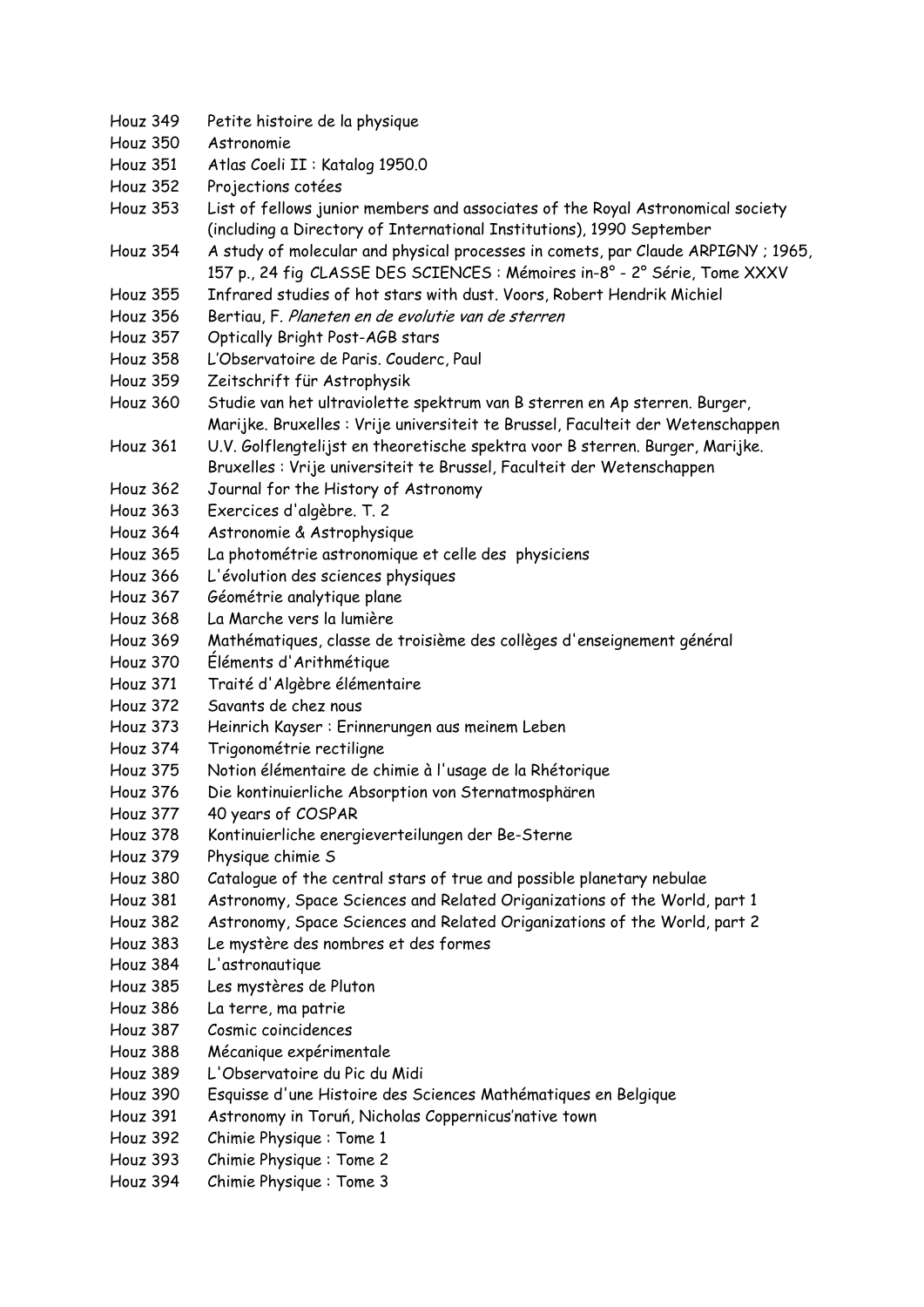| | |
|---|---|
| Houz 349 | Petite histoire de la physique |
| Houz 350 | Astronomie |
| Houz 351 | Atlas Coeli II : Katalog 1950.0 |
| Houz 352 | Projections cotées |
| Houz 353 | List of fellows junior members and associates of the Royal Astronomical society (including a Directory of International Institutions), 1990 September |
| Houz 354 | A study of molecular and physical processes in comets, par Claude ARPIGNY ; 1965, 157 p., 24 fig CLASSE DES SCIENCES : Mémoires in-8° - 2° Série, Tome XXXV |
| Houz 355 | Infrared studies of hot stars with dust. Voors, Robert Hendrik Michiel |
| Houz 356 | Bertiau, F. *Planeten en de evolutie van de sterren* |
| Houz 357 | Optically Bright Post-AGB stars |
| Houz 358 | L'Observatoire de Paris. Couderc, Paul |
| Houz 359 | Zeitschrift für Astrophysik |
| Houz 360 | Studie van het ultraviolette spektrum van B sterren en Ap sterren. Burger, Marijke. Bruxelles : Vrije universiteit te Brussel, Faculteit der Wetenschappen |
| Houz 361 | U.V. Golflengtelijst en theoretische spektra voor B sterren. Burger, Marijke. Bruxelles : Vrije universiteit te Brussel, Faculteit der Wetenschappen |
| Houz 362 | Journal for the History of Astronomy |
| Houz 363 | Exercices d'algèbre. T. 2 |
| Houz 364 | Astronomie & Astrophysique |
| Houz 365 | La photométrie astronomique et celle des physiciens |
| Houz 366 | L'évolution des sciences physiques |
| Houz 367 | Géométrie analytique plane |
| Houz 368 | La Marche vers la lumière |
| Houz 369 | Mathématiques, classe de troisième des collèges d'enseignement général |
| Houz 370 | Éléments d'Arithmétique |
| Houz 371 | Traité d'Algèbre élémentaire |
| Houz 372 | Savants de chez nous |
| Houz 373 | Heinrich Kayser : Erinnerungen aus meinem Leben |
| Houz 374 | Trigonométrie rectiligne |
| Houz 375 | Notion élémentaire de chimie à l'usage de la Rhétorique |
| Houz 376 | Die kontinuierliche Absorption von Sternatmosphären |
| Houz 377 | 40 years of COSPAR |
| Houz 378 | Kontinuierliche energieverteilungen der Be-Sterne |
| Houz 379 | Physique chimie S |
| Houz 380 | Catalogue of the central stars of true and possible planetary nebulae |
| Houz 381 | Astronomy, Space Sciences and Related Origanizations of the World, part 1 |
| Houz 382 | Astronomy, Space Sciences and Related Origanizations of the World, part 2 |
| Houz 383 | Le mystère des nombres et des formes |
| Houz 384 | L'astronautique |
| Houz 385 | Les mystères de Pluton |
| Houz 386 | La terre, ma patrie |
| Houz 387 | Cosmic coincidences |
| Houz 388 | Mécanique expérimentale |
| Houz 389 | L'Observatoire du Pic du Midi |
| Houz 390 | Esquisse d'une Histoire des Sciences Mathématiques en Belgique |
| Houz 391 | Astronomy in Toruń, Nicholas Coppernicus'native town |
| Houz 392 | Chimie Physique : Tome 1 |
| Houz 393 | Chimie Physique : Tome 2 |
| Houz 394 | Chimie Physique : Tome 3 |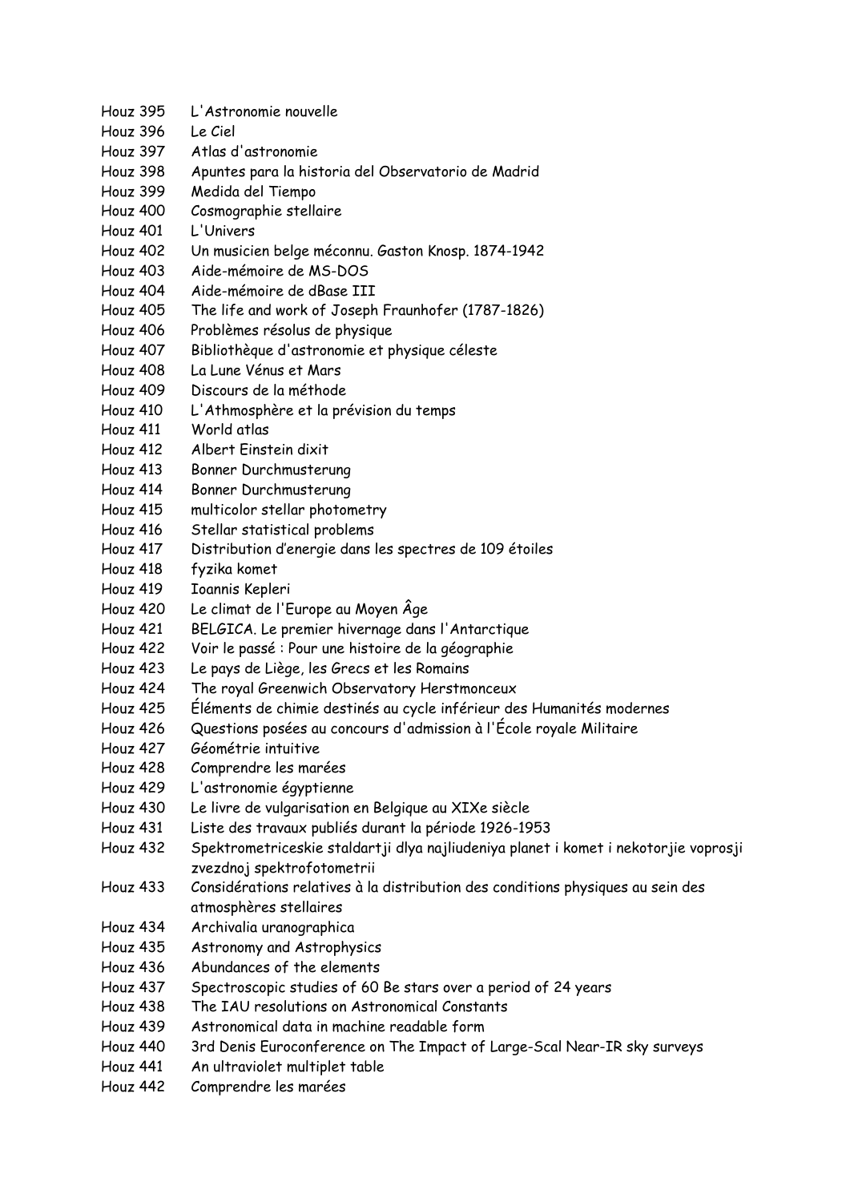| | |
|---|---|
| Houz 395 | L'Astronomie nouvelle |
| Houz 396 | Le Ciel |
| Houz 397 | Atlas d'astronomie |
| Houz 398 | Apuntes para la historia del Observatorio de Madrid |
| Houz 399 | Medida del Tiempo |
| Houz 400 | Cosmographie stellaire |
| Houz 401 | L'Univers |
| Houz 402 | Un musicien belge méconnu. Gaston Knosp. 1874-1942 |
| Houz 403 | Aide-mémoire de MS-DOS |
| Houz 404 | Aide-mémoire de dBase III |
| Houz 405 | The life and work of Joseph Fraunhofer (1787-1826) |
| Houz 406 | Problèmes résolus de physique |
| Houz 407 | Bibliothèque d'astronomie et physique céleste |
| Houz 408 | La Lune Vénus et Mars |
| Houz 409 | Discours de la méthode |
| Houz 410 | L'Athmosphère et la prévision du temps |
| Houz 411 | World atlas |
| Houz 412 | Albert Einstein dixit |
| Houz 413 | Bonner Durchmusterung |
| Houz 414 | Bonner Durchmusterung |
| Houz 415 | multicolor stellar photometry |
| Houz 416 | Stellar statistical problems |
| Houz 417 | Distribution d'energie dans les spectres de 109 étoiles |
| Houz 418 | fyzika komet |
| Houz 419 | Ioannis Kepleri |
| Houz 420 | Le climat de l'Europe au Moyen Âge |
| Houz 421 | BELGICA. Le premier hivernage dans l'Antarctique |
| Houz 422 | Voir le passé : Pour une histoire de la géographie |
| Houz 423 | Le pays de Liège, les Grecs et les Romains |
| Houz 424 | The royal Greenwich Observatory Herstmonceux |
| Houz 425 | Éléments de chimie destinés au cycle inférieur des Humanités modernes |
| Houz 426 | Questions posées au concours d'admission à l'École royale Militaire |
| Houz 427 | Géométrie intuitive |
| Houz 428 | Comprendre les marées |
| Houz 429 | L'astronomie égyptienne |
| Houz 430 | Le livre de vulgarisation en Belgique au XIXe siècle |
| Houz 431 | Liste des travaux publiés durant la période 1926-1953 |
| Houz 432 | Spektrometriceskie staldartji dlya najliudeniya planet i komet i nekotorjie voprosji zvezdnoj spektrofotometrii |
| Houz 433 | Considérations relatives à la distribution des conditions physiques au sein des atmosphères stellaires |
| Houz 434 | Archivalia uranographica |
| Houz 435 | Astronomy and Astrophysics |
| Houz 436 | Abundances of the elements |
| Houz 437 | Spectroscopic studies of 60 Be stars over a period of 24 years |
| Houz 438 | The IAU resolutions on Astronomical Constants |
| Houz 439 | Astronomical data in machine readable form |
| Houz 440 | 3rd Denis Euroconference on The Impact of Large-Scal Near-IR sky surveys |
| Houz 441 | An ultraviolet multiplet table |
| Houz 442 | Comprendre les marées |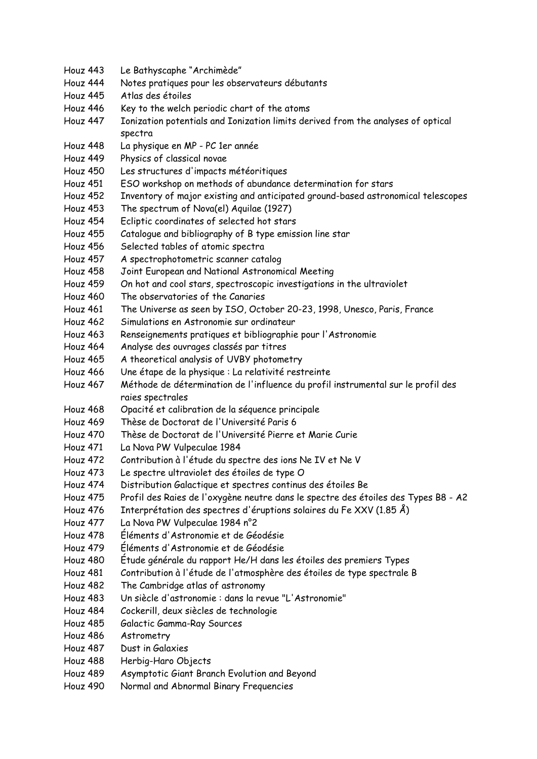| | |
|---|---|
| Houz 443 | Le Bathyscaphe “Archimède” |
| Houz 444 | Notes pratiques pour les observateurs débutants |
| Houz 445 | Atlas des étoiles |
| Houz 446 | Key to the welch periodic chart of the atoms |
| Houz 447 | Ionization potentials and Ionization limits derived from the analyses of optical spectra |
| Houz 448 | La physique en MP - PC 1er année |
| Houz 449 | Physics of classical novae |
| Houz 450 | Les structures d'impacts météoritiques |
| Houz 451 | ESO workshop on methods of abundance determination for stars |
| Houz 452 | Inventory of major existing and anticipated ground-based astronomical telescopes |
| Houz 453 | The spectrum of Nova(el) Aquilae (1927) |
| Houz 454 | Ecliptic coordinates of selected hot stars |
| Houz 455 | Catalogue and bibliography of B type emission line star |
| Houz 456 | Selected tables of atomic spectra |
| Houz 457 | A spectrophotometric scanner catalog |
| Houz 458 | Joint European and National Astronomical Meeting |
| Houz 459 | On hot and cool stars, spectroscopic investigations in the ultraviolet |
| Houz 460 | The observatories of the Canaries |
| Houz 461 | The Universe as seen by ISO, October 20-23, 1998, Unesco, Paris, France |
| Houz 462 | Simulations en Astronomie sur ordinateur |
| Houz 463 | Renseignements pratiques et bibliographie pour l'Astronomie |
| Houz 464 | Analyse des ouvrages classés par titres |
| Houz 465 | A theoretical analysis of UVBY photometry |
| Houz 466 | Une étape de la physique : La relativité restreinte |
| Houz 467 | Méthode de détermination de l'influence du profil instrumental sur le profil des raies spectrales |
| Houz 468 | Opacité et calibration de la séquence principale |
| Houz 469 | Thèse de Doctorat de l'Université Paris 6 |
| Houz 470 | Thèse de Doctorat de l'Université Pierre et Marie Curie |
| Houz 471 | La Nova PW Vulpeculae 1984 |
| Houz 472 | Contribution à l'étude du spectre des ions Ne IV et Ne V |
| Houz 473 | Le spectre ultraviolet des étoiles de type O |
| Houz 474 | Distribution Galactique et spectres continus des étoiles Be |
| Houz 475 | Profil des Raies de l'oxygène neutre dans le spectre des étoiles des Types B8 - A2 |
| Houz 476 | Interprétation des spectres d'éruptions solaires du Fe XXV (1.85 Å) |
| Houz 477 | La Nova PW Vulpeculae 1984 n°2 |
| Houz 478 | Éléments d'Astronomie et de Géodésie |
| Houz 479 | Éléments d'Astronomie et de Géodésie |
| Houz 480 | Étude générale du rapport He/H dans les étoiles des premiers Types |
| Houz 481 | Contribution à l'étude de l'atmosphère des étoiles de type spectrale B |
| Houz 482 | The Cambridge atlas of astronomy |
| Houz 483 | Un siècle d'astronomie : dans la revue "L'Astronomie" |
| Houz 484 | Cockerill, deux siècles de technologie |
| Houz 485 | Galactic Gamma-Ray Sources |
| Houz 486 | Astrometry |
| Houz 487 | Dust in Galaxies |
| Houz 488 | Herbig-Haro Objects |
| Houz 489 | Asymptotic Giant Branch Evolution and Beyond |
| Houz 490 | Normal and Abnormal Binary Frequencies |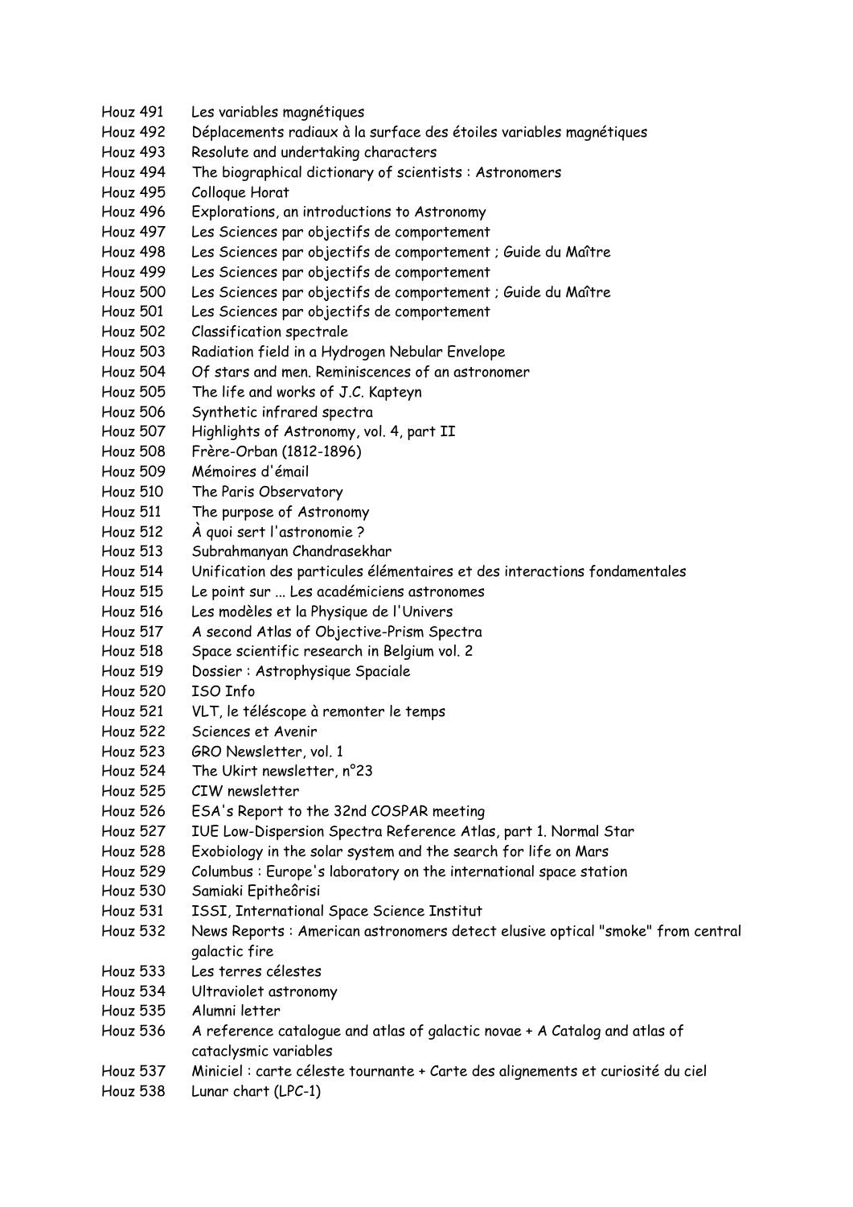| | |
|---|---|
| Houz 491 | Les variables magnétiques |
| Houz 492 | Déplacements radiaux à la surface des étoiles variables magnétiques |
| Houz 493 | Resolute and undertaking characters |
| Houz 494 | The biographical dictionary of scientists : Astronomers |
| Houz 495 | Colloque Horat |
| Houz 496 | Explorations, an introductions to Astronomy |
| Houz 497 | Les Sciences par objectifs de comportement |
| Houz 498 | Les Sciences par objectifs de comportement ; Guide du Maître |
| Houz 499 | Les Sciences par objectifs de comportement |
| Houz 500 | Les Sciences par objectifs de comportement ; Guide du Maître |
| Houz 501 | Les Sciences par objectifs de comportement |
| Houz 502 | Classification spectrale |
| Houz 503 | Radiation field in a Hydrogen Nebular Envelope |
| Houz 504 | Of stars and men. Reminiscences of an astronomer |
| Houz 505 | The life and works of J.C. Kapteyn |
| Houz 506 | Synthetic infrared spectra |
| Houz 507 | Highlights of Astronomy, vol. 4, part II |
| Houz 508 | Frère-Orban (1812-1896) |
| Houz 509 | Mémoires d'émail |
| Houz 510 | The Paris Observatory |
| Houz 511 | The purpose of Astronomy |
| Houz 512 | À quoi sert l'astronomie ? |
| Houz 513 | Subrahmanyan Chandrasekhar |
| Houz 514 | Unification des particules élémentaires et des interactions fondamentales |
| Houz 515 | Le point sur ... Les académiciens astronomes |
| Houz 516 | Les modèles et la Physique de l'Univers |
| Houz 517 | A second Atlas of Objective-Prism Spectra |
| Houz 518 | Space scientific research in Belgium vol. 2 |
| Houz 519 | Dossier : Astrophysique Spaciale |
| Houz 520 | ISO Info |
| Houz 521 | VLT, le téléscope à remonter le temps |
| Houz 522 | Sciences et Avenir |
| Houz 523 | GRO Newsletter, vol. 1 |
| Houz 524 | The Ukirt newsletter, n°23 |
| Houz 525 | CIW newsletter |
| Houz 526 | ESA's Report to the 32nd COSPAR meeting |
| Houz 527 | IUE Low-Dispersion Spectra Reference Atlas, part 1. Normal Star |
| Houz 528 | Exobiology in the solar system and the search for life on Mars |
| Houz 529 | Columbus : Europe's laboratory on the international space station |
| Houz 530 | Samiaki Epitheôrisi |
| Houz 531 | ISSI, International Space Science Institut |
| Houz 532 | News Reports : American astronomers detect elusive optical "smoke" from central galactic fire |
| Houz 533 | Les terres célestes |
| Houz 534 | Ultraviolet astronomy |
| Houz 535 | Alumni letter |
| Houz 536 | A reference catalogue and atlas of galactic novae + A Catalog and atlas of cataclysmic variables |
| Houz 537 | Miniciel : carte céleste tournante + Carte des alignements et curiosité du ciel |
| Houz 538 | Lunar chart (LPC-1) |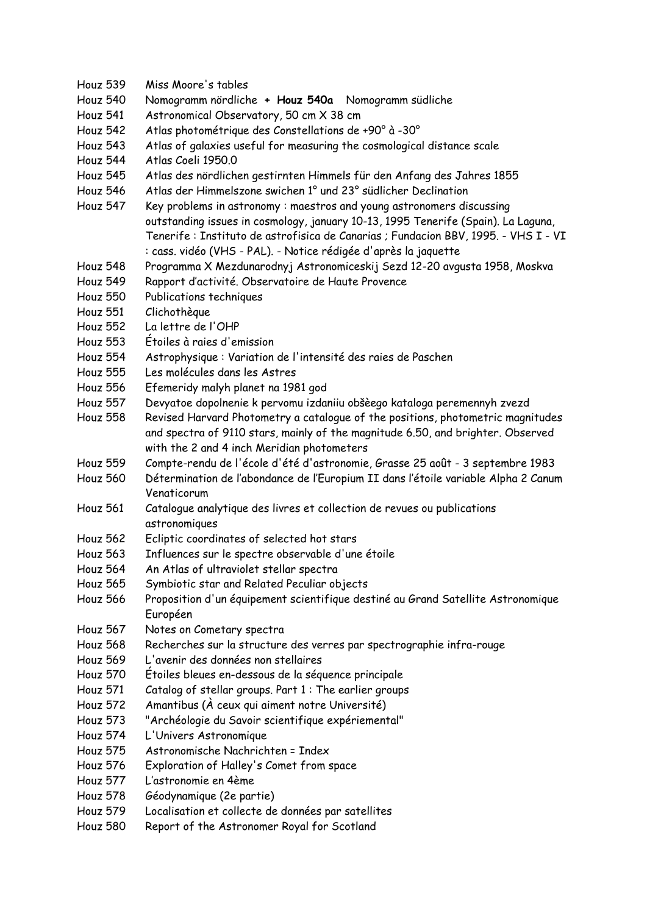| | |
|---|---|
| Houz 539 | Miss Moore's tables |
| Houz 540 | Nomogramm nördliche **+ Houz 540a** Nomogramm südliche |
| Houz 541 | Astronomical Observatory, 50 cm X 38 cm |
| Houz 542 | Atlas photométrique des Constellations de +90° à -30° |
| Houz 543 | Atlas of galaxies useful for measuring the cosmological distance scale |
| Houz 544 | Atlas Coeli 1950.0 |
| Houz 545 | Atlas des nördlichen gestirnten Himmels für den Anfang des Jahres 1855 |
| Houz 546 | Atlas der Himmelszone swichen 1° und 23° südlicher Declination |
| Houz 547 | Key problems in astronomy : maestros and young astronomers discussing outstanding issues in cosmology, january 10-13, 1995 Tenerife (Spain). La Laguna, Tenerife : Instituto de astrofisica de Canarias ; Fundacion BBV, 1995. - VHS I - VI : cass. vidéo (VHS - PAL). - Notice rédigée d'après la jaquette |
| Houz 548 | Programma X Mezdunarodnyj Astronomiceskij Sezd 12-20 avgusta 1958, Moskva |
| Houz 549 | Rapport d'activité. Observatoire de Haute Provence |
| Houz 550 | Publications techniques |
| Houz 551 | Clichothèque |
| Houz 552 | La lettre de l'OHP |
| Houz 553 | Étoiles à raies d'emission |
| Houz 554 | Astrophysique : Variation de l'intensité des raies de Paschen |
| Houz 555 | Les molécules dans les Astres |
| Houz 556 | Efemeridy malyh planet na 1981 god |
| Houz 557 | Devyatoe dopolnenie k pervomu izdaniiu obšèego kataloga peremennyh zvezd |
| Houz 558 | Revised Harvard Photometry a catalogue of the positions, photometric magnitudes and spectra of 9110 stars, mainly of the magnitude 6.50, and brighter. Observed with the 2 and 4 inch Meridian photometers |
| Houz 559 | Compte-rendu de l'école d'été d'astronomie, Grasse 25 août - 3 septembre 1983 |
| Houz 560 | Détermination de l'abondance de l'Europium II dans l'étoile variable Alpha 2 Canum Venaticorum |
| Houz 561 | Catalogue analytique des livres et collection de revues ou publications astronomiques |
| Houz 562 | Ecliptic coordinates of selected hot stars |
| Houz 563 | Influences sur le spectre observable d'une étoile |
| Houz 564 | An Atlas of ultraviolet stellar spectra |
| Houz 565 | Symbiotic star and Related Peculiar objects |
| Houz 566 | Proposition d'un équipement scientifique destiné au Grand Satellite Astronomique Européen |
| Houz 567 | Notes on Cometary spectra |
| Houz 568 | Recherches sur la structure des verres par spectrographie infra-rouge |
| Houz 569 | L'avenir des données non stellaires |
| Houz 570 | Étoiles bleues en-dessous de la séquence principale |
| Houz 571 | Catalog of stellar groups. Part 1 : The earlier groups |
| Houz 572 | Amantibus (À ceux qui aiment notre Université) |
| Houz 573 | "Archéologie du Savoir scientifique expériemental" |
| Houz 574 | L'Univers Astronomique |
| Houz 575 | Astronomische Nachrichten = Index |
| Houz 576 | Exploration of Halley's Comet from space |
| Houz 577 | L'astronomie en 4ème |
| Houz 578 | Géodynamique (2e partie) |
| Houz 579 | Localisation et collecte de données par satellites |
| Houz 580 | Report of the Astronomer Royal for Scotland |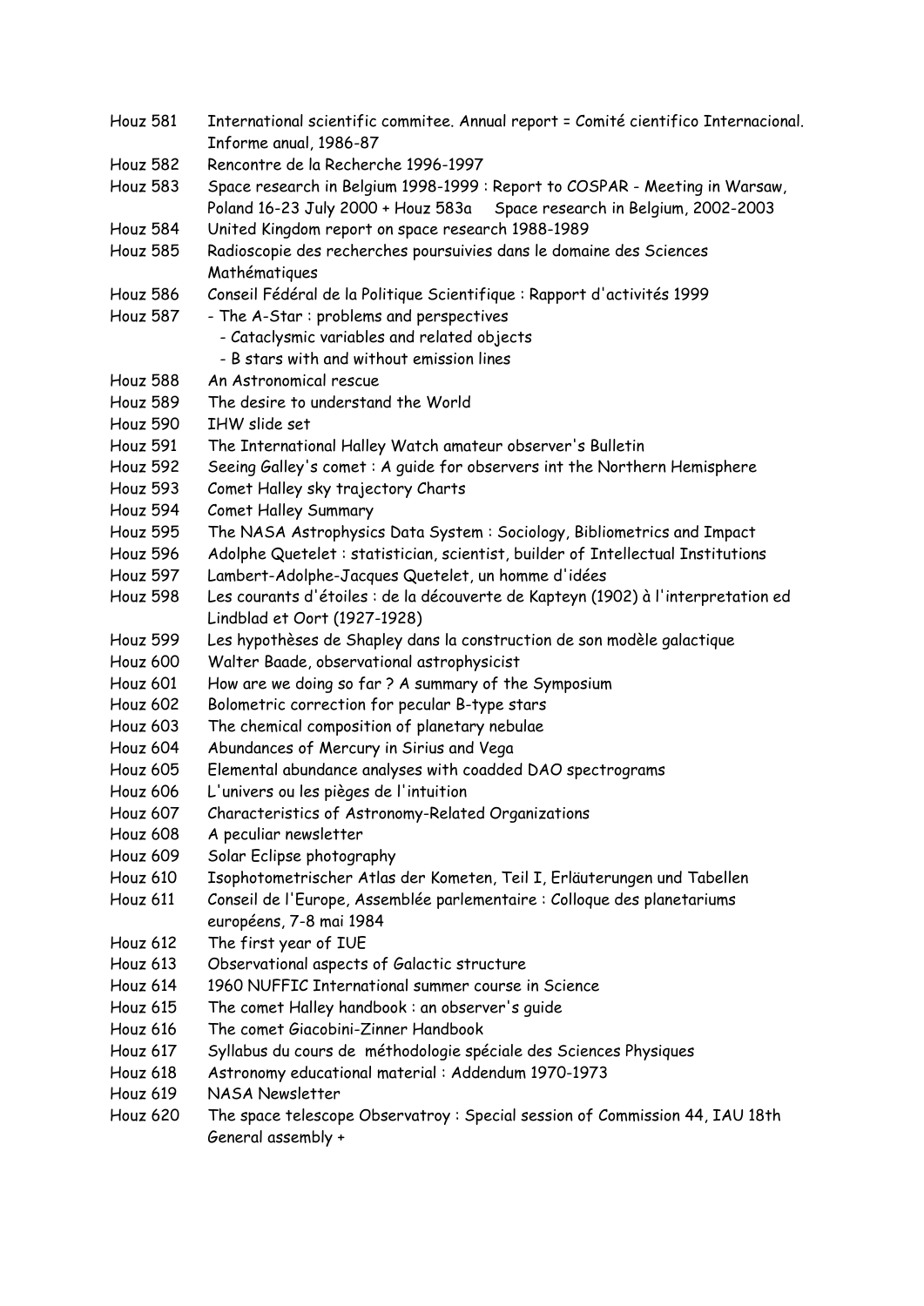| | |
|---|---|
| Houz 581 | International scientific commitee. Annual report = Comité cientifico Internacional. Informe anual, 1986-87 |
| Houz 582 | Rencontre de la Recherche 1996-1997 |
| Houz 583 | Space research in Belgium 1998-1999 : Report to COSPAR - Meeting in Warsaw, Poland 16-23 July 2000 + Houz 583a Space research in Belgium, 2002-2003 |
| Houz 584 | United Kingdom report on space research 1988-1989 |
| Houz 585 | Radioscopie des recherches poursuivies dans le domaine des Sciences Mathématiques |
| Houz 586 | Conseil Fédéral de la Politique Scientifique : Rapport d'activités 1999 |
| Houz 587 | - The A-Star : problems and perspectives<br>- Cataclysmic variables and related objects<br>- B stars with and without emission lines |
| Houz 588 | An Astronomical rescue |
| Houz 589 | The desire to understand the World |
| Houz 590 | IHW slide set |
| Houz 591 | The International Halley Watch amateur observer's Bulletin |
| Houz 592 | Seeing Galley's comet : A guide for observers int the Northern Hemisphere |
| Houz 593 | Comet Halley sky trajectory Charts |
| Houz 594 | Comet Halley Summary |
| Houz 595 | The NASA Astrophysics Data System : Sociology, Bibliometrics and Impact |
| Houz 596 | Adolphe Quetelet : statistician, scientist, builder of Intellectual Institutions |
| Houz 597 | Lambert-Adolphe-Jacques Quetelet, un homme d'idées |
| Houz 598 | Les courants d'étoiles : de la découverte de Kapteyn (1902) à l'interpretation ed Lindblad et Oort (1927-1928) |
| Houz 599 | Les hypothèses de Shapley dans la construction de son modèle galactique |
| Houz 600 | Walter Baade, observational astrophysicist |
| Houz 601 | How are we doing so far ? A summary of the Symposium |
| Houz 602 | Bolometric correction for pecular B-type stars |
| Houz 603 | The chemical composition of planetary nebulae |
| Houz 604 | Abundances of Mercury in Sirius and Vega |
| Houz 605 | Elemental abundance analyses with coadded DAO spectrograms |
| Houz 606 | L'univers ou les pièges de l'intuition |
| Houz 607 | Characteristics of Astronomy-Related Organizations |
| Houz 608 | A peculiar newsletter |
| Houz 609 | Solar Eclipse photography |
| Houz 610 | Isophotometrischer Atlas der Kometen, Teil I, Erläuterungen und Tabellen |
| Houz 611 | Conseil de l'Europe, Assemblée parlementaire : Colloque des planetariums européens, 7-8 mai 1984 |
| Houz 612 | The first year of IUE |
| Houz 613 | Observational aspects of Galactic structure |
| Houz 614 | 1960 NUFFIC International summer course in Science |
| Houz 615 | The comet Halley handbook : an observer's guide |
| Houz 616 | The comet Giacobini-Zinner Handbook |
| Houz 617 | Syllabus du cours de méthodologie spéciale des Sciences Physiques |
| Houz 618 | Astronomy educational material : Addendum 1970-1973 |
| Houz 619 | NASA Newsletter |
| Houz 620 | The space telescope Observatroy : Special session of Commission 44, IAU 18th General assembly + |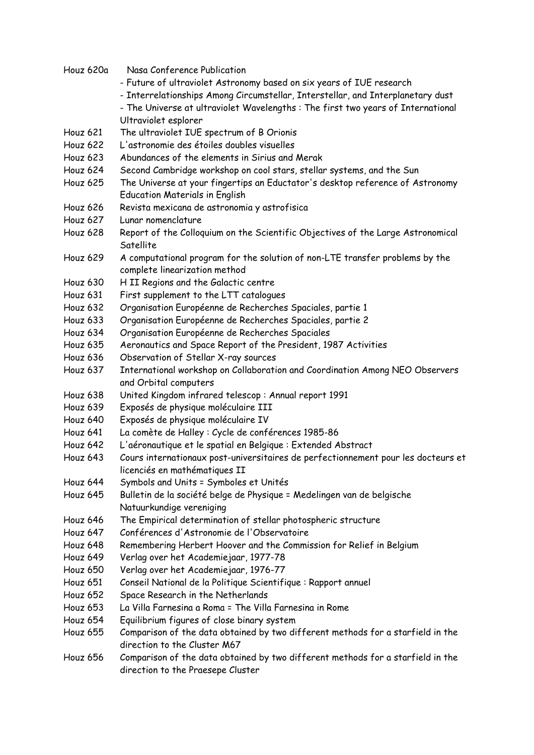| | |
|---|---|
| Houz 620a | Nasa Conference Publication<br>- Future of ultraviolet Astronomy based on six years of IUE research<br>- Interrelationships Among Circumstellar, Interstellar, and Interplanetary dust<br>- The Universe at ultraviolet Wavelengths : The first two years of International Ultraviolet esplorer |
| Houz 621 | The ultraviolet IUE spectrum of B Orionis |
| Houz 622 | L'astronomie des étoiles doubles visuelles |
| Houz 623 | Abundances of the elements in Sirius and Merak |
| Houz 624 | Second Cambridge workshop on cool stars, stellar systems, and the Sun |
| Houz 625 | The Universe at your fingertips an Eductator's desktop reference of Astronomy Education Materials in English |
| Houz 626 | Revista mexicana de astronomia y astrofisica |
| Houz 627 | Lunar nomenclature |
| Houz 628 | Report of the Colloquium on the Scientific Objectives of the Large Astronomical Satellite |
| Houz 629 | A computational program for the solution of non-LTE transfer problems by the complete linearization method |
| Houz 630 | H II Regions and the Galactic centre |
| Houz 631 | First supplement to the LTT catalogues |
| Houz 632 | Organisation Européenne de Recherches Spaciales, partie 1 |
| Houz 633 | Organisation Européenne de Recherches Spaciales, partie 2 |
| Houz 634 | Organisation Européenne de Recherches Spaciales |
| Houz 635 | Aeronautics and Space Report of the President, 1987 Activities |
| Houz 636 | Observation of Stellar X-ray sources |
| Houz 637 | International workshop on Collaboration and Coordination Among NEO Observers and Orbital computers |
| Houz 638 | United Kingdom infrared telescop : Annual report 1991 |
| Houz 639 | Exposés de physique moléculaire III |
| Houz 640 | Exposés de physique moléculaire IV |
| Houz 641 | La comète de Halley : Cycle de conférences 1985-86 |
| Houz 642 | L'aéronautique et le spatial en Belgique : Extended Abstract |
| Houz 643 | Cours internationaux post-universitaires de perfectionnement pour les docteurs et licenciés en mathématiques II |
| Houz 644 | Symbols and Units = Symboles et Unités |
| Houz 645 | Bulletin de la société belge de Physique = Medelingen van de belgische Natuurkundige vereniging |
| Houz 646 | The Empirical determination of stellar photospheric structure |
| Houz 647 | Conférences d'Astronomie de l'Observatoire |
| Houz 648 | Remembering Herbert Hoover and the Commission for Relief in Belgium |
| Houz 649 | Verlag over het Academiejaar, 1977-78 |
| Houz 650 | Verlag over het Academiejaar, 1976-77 |
| Houz 651 | Conseil National de la Politique Scientifique : Rapport annuel |
| Houz 652 | Space Research in the Netherlands |
| Houz 653 | La Villa Farnesina a Roma = The Villa Farnesina in Rome |
| Houz 654 | Equilibrium figures of close binary system |
| Houz 655 | Comparison of the data obtained by two different methods for a starfield in the direction to the Cluster M67 |
| Houz 656 | Comparison of the data obtained by two different methods for a starfield in the direction to the Praesepe Cluster |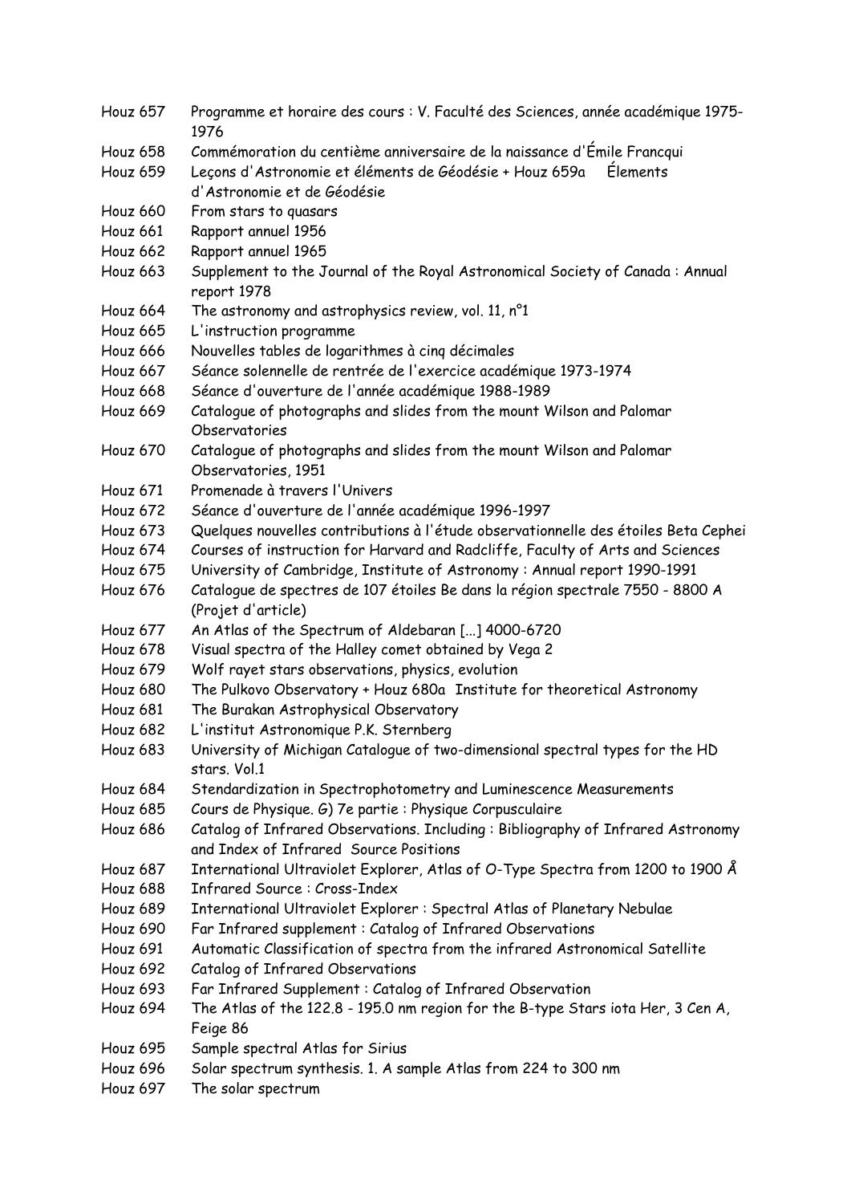| | |
|---|---|
| Houz 657 | Programme et horaire des cours : V. Faculté des Sciences, année académique 1975-1976 |
| Houz 658 | Commémoration du centième anniversaire de la naissance d'Émile Francqui |
| Houz 659 | Leçons d'Astronomie et éléments de Géodésie + Houz 659a Élements d'Astronomie et de Géodésie |
| Houz 660 | From stars to quasars |
| Houz 661 | Rapport annuel 1956 |
| Houz 662 | Rapport annuel 1965 |
| Houz 663 | Supplement to the Journal of the Royal Astronomical Society of Canada : Annual report 1978 |
| Houz 664 | The astronomy and astrophysics review, vol. 11, n°1 |
| Houz 665 | L'instruction programme |
| Houz 666 | Nouvelles tables de logarithmes à cinq décimales |
| Houz 667 | Séance solennelle de rentrée de l'exercice académique 1973-1974 |
| Houz 668 | Séance d'ouverture de l'année académique 1988-1989 |
| Houz 669 | Catalogue of photographs and slides from the mount Wilson and Palomar Observatories |
| Houz 670 | Catalogue of photographs and slides from the mount Wilson and Palomar Observatories, 1951 |
| Houz 671 | Promenade à travers l'Univers |
| Houz 672 | Séance d'ouverture de l'année académique 1996-1997 |
| Houz 673 | Quelques nouvelles contributions à l'étude observationnelle des étoiles Beta Cephei |
| Houz 674 | Courses of instruction for Harvard and Radcliffe, Faculty of Arts and Sciences |
| Houz 675 | University of Cambridge, Institute of Astronomy : Annual report 1990-1991 |
| Houz 676 | Catalogue de spectres de 107 étoiles Be dans la région spectrale 7550 - 8800 A (Projet d'article) |
| Houz 677 | An Atlas of the Spectrum of Aldebaran [...] 4000-6720 |
| Houz 678 | Visual spectra of the Halley comet obtained by Vega 2 |
| Houz 679 | Wolf rayet stars observations, physics, evolution |
| Houz 680 | The Pulkovo Observatory + Houz 680a Institute for theoretical Astronomy |
| Houz 681 | The Burakan Astrophysical Observatory |
| Houz 682 | L'institut Astronomique P.K. Sternberg |
| Houz 683 | University of Michigan Catalogue of two-dimensional spectral types for the HD stars. Vol.1 |
| Houz 684 | Stendardization in Spectrophotometry and Luminescence Measurements |
| Houz 685 | Cours de Physique. G) 7e partie : Physique Corpusculaire |
| Houz 686 | Catalog of Infrared Observations. Including : Bibliography of Infrared Astronomy and Index of Infrared Source Positions |
| Houz 687 | International Ultraviolet Explorer, Atlas of O-Type Spectra from 1200 to 1900 Å |
| Houz 688 | Infrared Source : Cross-Index |
| Houz 689 | International Ultraviolet Explorer : Spectral Atlas of Planetary Nebulae |
| Houz 690 | Far Infrared supplement : Catalog of Infrared Observations |
| Houz 691 | Automatic Classification of spectra from the infrared Astronomical Satellite |
| Houz 692 | Catalog of Infrared Observations |
| Houz 693 | Far Infrared Supplement : Catalog of Infrared Observation |
| Houz 694 | The Atlas of the 122.8 - 195.0 nm region for the B-type Stars iota Her, 3 Cen A, Feige 86 |
| Houz 695 | Sample spectral Atlas for Sirius |
| Houz 696 | Solar spectrum synthesis. 1. A sample Atlas from 224 to 300 nm |
| Houz 697 | The solar spectrum |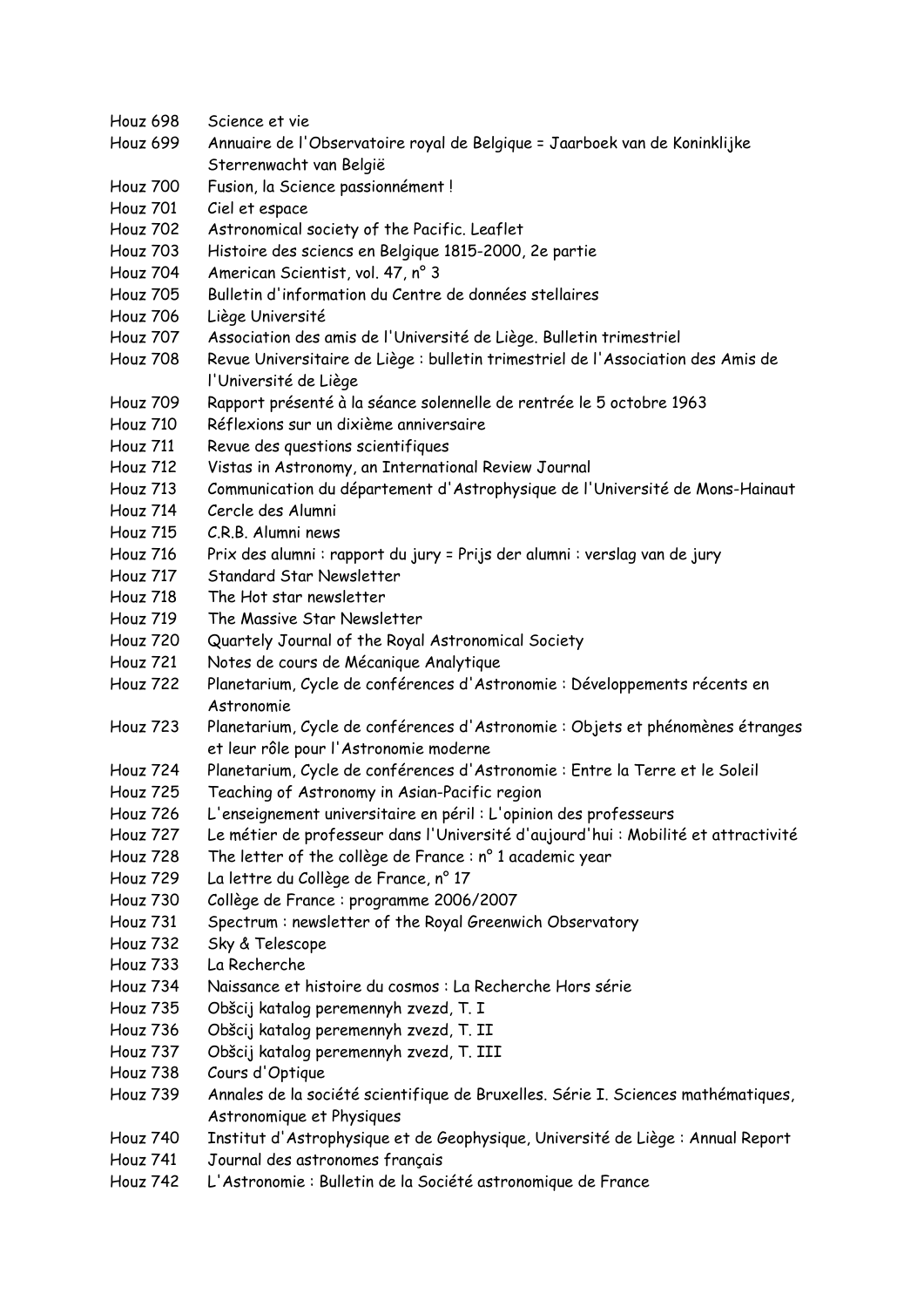| | |
|---|---|
| Houz 698 | Science et vie |
| Houz 699 | Annuaire de l'Observatoire royal de Belgique = Jaarboek van de Koninklijke Sterrenwacht van België |
| Houz 700 | Fusion, la Science passionnément ! |
| Houz 701 | Ciel et espace |
| Houz 702 | Astronomical society of the Pacific. Leaflet |
| Houz 703 | Histoire des sciencs en Belgique 1815-2000, 2e partie |
| Houz 704 | American Scientist, vol. 47, n° 3 |
| Houz 705 | Bulletin d'information du Centre de données stellaires |
| Houz 706 | Liège Université |
| Houz 707 | Association des amis de l'Université de Liège. Bulletin trimestriel |
| Houz 708 | Revue Universitaire de Liège : bulletin trimestriel de l'Association des Amis de l'Université de Liège |
| Houz 709 | Rapport présenté à la séance solennelle de rentrée le 5 octobre 1963 |
| Houz 710 | Réflexions sur un dixième anniversaire |
| Houz 711 | Revue des questions scientifiques |
| Houz 712 | Vistas in Astronomy, an International Review Journal |
| Houz 713 | Communication du département d'Astrophysique de l'Université de Mons-Hainaut |
| Houz 714 | Cercle des Alumni |
| Houz 715 | C.R.B. Alumni news |
| Houz 716 | Prix des alumni : rapport du jury = Prijs der alumni : verslag van de jury |
| Houz 717 | Standard Star Newsletter |
| Houz 718 | The Hot star newsletter |
| Houz 719 | The Massive Star Newsletter |
| Houz 720 | Quartely Journal of the Royal Astronomical Society |
| Houz 721 | Notes de cours de Mécanique Analytique |
| Houz 722 | Planetarium, Cycle de conférences d'Astronomie : Développements récents en Astronomie |
| Houz 723 | Planetarium, Cycle de conférences d'Astronomie : Objets et phénomènes étranges et leur rôle pour l'Astronomie moderne |
| Houz 724 | Planetarium, Cycle de conférences d'Astronomie : Entre la Terre et le Soleil |
| Houz 725 | Teaching of Astronomy in Asian-Pacific region |
| Houz 726 | L'enseignement universitaire en péril : L'opinion des professeurs |
| Houz 727 | Le métier de professeur dans l'Université d'aujourd'hui : Mobilité et attractivité |
| Houz 728 | The letter of the collège de France : n° 1 academic year |
| Houz 729 | La lettre du Collège de France, n° 17 |
| Houz 730 | Collège de France : programme 2006/2007 |
| Houz 731 | Spectrum : newsletter of the Royal Greenwich Observatory |
| Houz 732 | Sky & Telescope |
| Houz 733 | La Recherche |
| Houz 734 | Naissance et histoire du cosmos : La Recherche Hors série |
| Houz 735 | Obšcij katalog peremennyh zvezd, T. I |
| Houz 736 | Obšcij katalog peremennyh zvezd, T. II |
| Houz 737 | Obšcij katalog peremennyh zvezd, T. III |
| Houz 738 | Cours d'Optique |
| Houz 739 | Annales de la société scientifique de Bruxelles. Série I. Sciences mathématiques, Astronomique et Physiques |
| Houz 740 | Institut d'Astrophysique et de Geophysique, Université de Liège : Annual Report |
| Houz 741 | Journal des astronomes français |
| Houz 742 | L'Astronomie : Bulletin de la Société astronomique de France |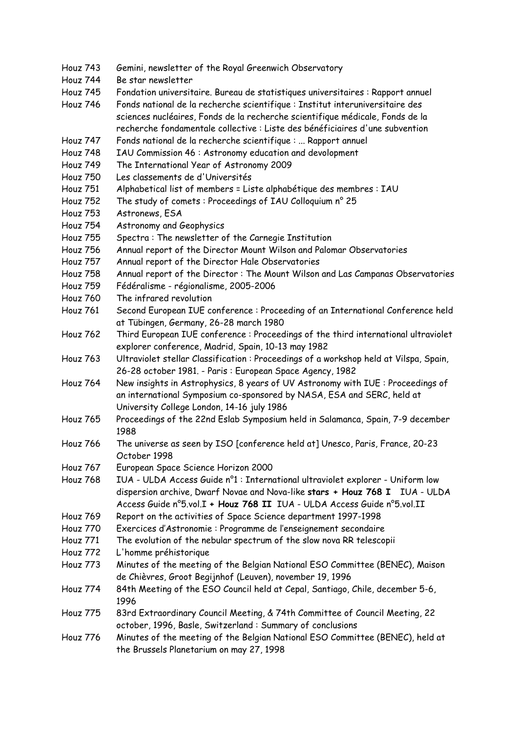Houz 743 Gemini, newsletter of the Royal Greenwich Observatory

Houz 744 Be star newsletter

Houz 745 Fondation universitaire. Bureau de statistiques universitaires : Rapport annuel

Houz 746 Fonds national de la recherche scientifique : Institut interuniversitaire des sciences nucléaires, Fonds de la recherche scientifique médicale, Fonds de la recherche fondamentale collective : Liste des bénéficiaires d'une subvention

Houz 747 Fonds national de la recherche scientifique : ... Rapport annuel

Houz 748 IAU Commission 46 : Astronomy education and devolopment

Houz 749 The International Year of Astronomy 2009

Houz 750 Les classements de d'Universités

Houz 751 Alphabetical list of members = Liste alphabétique des membres : IAU

Houz 752 The study of comets : Proceedings of IAU Colloquium n° 25

Houz 753 Astronews, ESA

Houz 754 Astronomy and Geophysics

Houz 755 Spectra : The newsletter of the Carnegie Institution

Houz 756 Annual report of the Director Mount Wilson and Palomar Observatories

Houz 757 Annual report of the Director Hale Observatories

Houz 758 Annual report of the Director : The Mount Wilson and Las Campanas Observatories

Houz 759 Fédéralisme - régionalisme, 2005-2006

Houz 760 The infrared revolution

Houz 761 Second European IUE conference : Proceeding of an International Conference held at Tübingen, Germany, 26-28 march 1980

Houz 762 Third European IUE conference : Proceedings of the third international ultraviolet explorer conference, Madrid, Spain, 10-13 may 1982

Houz 763 Ultraviolet stellar Classification : Proceedings of a workshop held at Vilspa, Spain, 26-28 october 1981. - Paris : European Space Agency, 1982

Houz 764 New insights in Astrophysics, 8 years of UV Astronomy with IUE : Proceedings of an international Symposium co-sponsored by NASA, ESA and SERC, held at University College London, 14-16 july 1986

Houz 765 Proceedings of the 22nd Eslab Symposium held in Salamanca, Spain, 7-9 december 1988

Houz 766 The universe as seen by ISO [conference held at] Unesco, Paris, France, 20-23 October 1998

Houz 767 European Space Science Horizon 2000

Houz 768 IUA - ULDA Access Guide n°1 : International ultraviolet explorer - Uniform low dispersion archive, Dwarf Novae and Nova-like **stars + Houz 768 I** IUA - ULDA Access Guide n°5.vol.I **+ Houz 768 II** IUA - ULDA Access Guide n°5.vol.II

Houz 769 Report on the activities of Space Science department 1997-1998

Houz 770 Exercices d'Astronomie : Programme de l'enseignement secondaire

Houz 771 The evolution of the nebular spectrum of the slow nova RR telescopii

Houz 772 L'homme préhistorique

Houz 773 Minutes of the meeting of the Belgian National ESO Committee (BENEC), Maison de Chièvres, Groot Begijnhof (Leuven), november 19, 1996

Houz 774 84th Meeting of the ESO Council held at Cepal, Santiago, Chile, december 5-6, 1996

Houz 775 83rd Extraordinary Council Meeting, & 74th Committee of Council Meeting, 22 october, 1996, Basle, Switzerland : Summary of conclusions

Houz 776 Minutes of the meeting of the Belgian National ESO Committee (BENEC), held at the Brussels Planetarium on may 27, 1998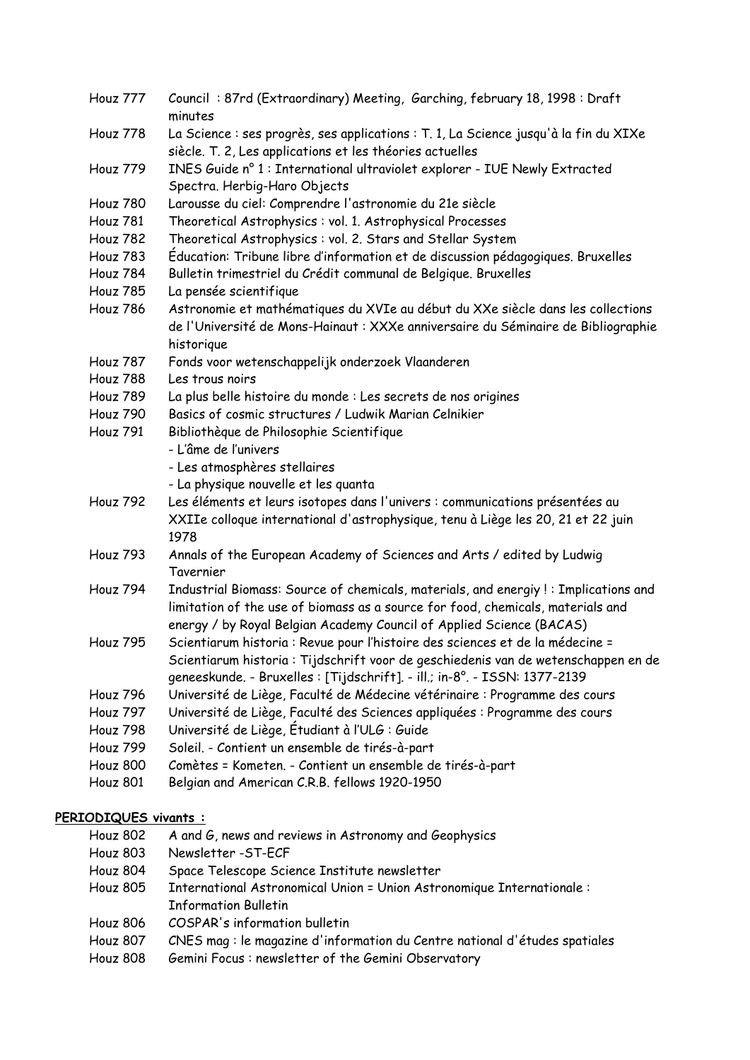Houz 777 Council : 87rd (Extraordinary) Meeting, Garching, february 18, 1998 : Draft minutes

Houz 778 La Science : ses progrès, ses applications : T. 1, La Science jusqu'à la fin du XIXe siècle. T. 2, Les applications et les théories actuelles

Houz 779 INES Guide n° 1 : International ultraviolet explorer - IUE Newly Extracted Spectra. Herbig-Haro Objects

Houz 780 Larousse du ciel: Comprendre l'astronomie du 21e siècle

Houz 781 Theoretical Astrophysics : vol. 1. Astrophysical Processes

Houz 782 Theoretical Astrophysics : vol. 2. Stars and Stellar System

Houz 783 Éducation: Tribune libre d'information et de discussion pédagogiques. Bruxelles

Houz 784 Bulletin trimestriel du Crédit communal de Belgique. Bruxelles

Houz 785 La pensée scientifique

Houz 786 Astronomie et mathématiques du XVIe au début du XXe siècle dans les collections de l'Université de Mons-Hainaut : XXXe anniversaire du Séminaire de Bibliographie historique

Houz 787 Fonds voor wetenschappelijk onderzoek Vlaanderen

Houz 788 Les trous noirs

Houz 789 La plus belle histoire du monde : Les secrets de nos origines

Houz 790 Basics of cosmic structures / Ludwik Marian Celnikier

Houz 791 Bibliothèque de Philosophie Scientifique
- L'âme de l'univers
- Les atmosphères stellaires
- La physique nouvelle et les quanta

Houz 792 Les éléments et leurs isotopes dans l'univers : communications présentées au XXIIe colloque international d'astrophysique, tenu à Liège les 20, 21 et 22 juin 1978

Houz 793 Annals of the European Academy of Sciences and Arts / edited by Ludwig Tavernier

Houz 794 Industrial Biomass: Source of chemicals, materials, and energiy ! : Implications and limitation of the use of biomass as a source for food, chemicals, materials and energy / by Royal Belgian Academy Council of Applied Science (BACAS)

Houz 795 Scientiarum historia : Revue pour l'histoire des sciences et de la médecine = Scientiarum historia : Tijdschrift voor de geschiedenis van wetenschappen en de geneeskunde. - Bruxelles : [Tijdschrift]. - ill.; in-8°. - ISSN: 1377-2139

Houz 796 Université de Liège, Faculté de Médecine vétérinaire : Programme des cours

Houz 797 Université de Liège, Faculté des Sciences appliquées : Programme des cours

Houz 798 Université de Liège, Étudiant à l'ULG : Guide

Houz 799 Soleil. - Contient un ensemble de tirés-à-part

Houz 800 Comètes = Kometen. - Contient un ensemble de tirés-à-part

Houz 801 Belgian and American C.R.B. fellows 1920-1950

**PERIODIQUES vivants :**

Houz 802 A and G, news and reviews in Astronomy and Geophysics

Houz 803 Newsletter -ST-ECF

Houz 804 Space Telescope Science Institute newsletter

Houz 805 International Astronomical Union = Union Astronomique Internationale : Information Bulletin

Houz 806 COSPAR's information bulletin

Houz 807 CNES mag : le magazine d'information du Centre national d'études spatiales

Houz 808 Gemini Focus : newsletter of the Gemini Observatory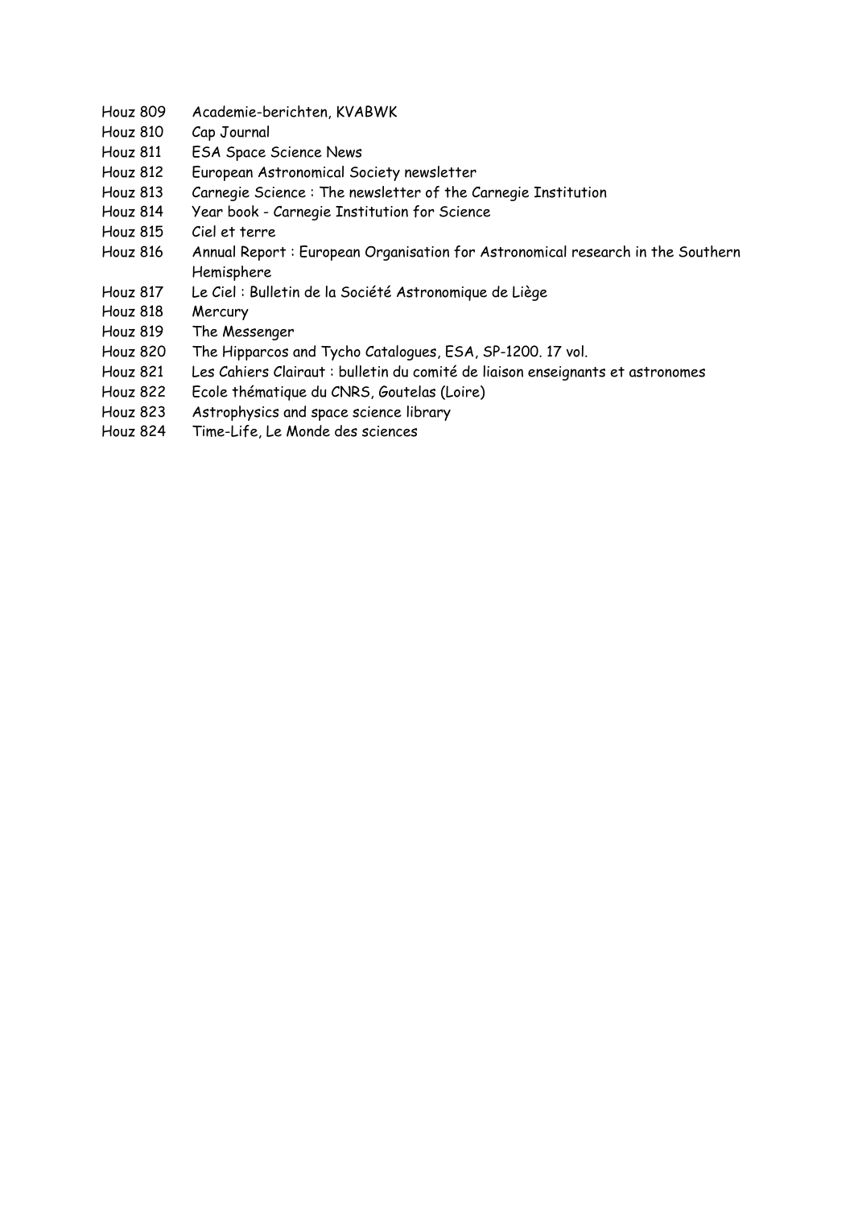| | |
|---|---|
| Houz 809 | Academie-berichten, KVABWK |
| Houz 810 | Cap Journal |
| Houz 811 | ESA Space Science News |
| Houz 812 | European Astronomical Society newsletter |
| Houz 813 | Carnegie Science : The newsletter of the Carnegie Institution |
| Houz 814 | Year book - Carnegie Institution for Science |
| Houz 815 | Ciel et terre |
| Houz 816 | Annual Report : European Organisation for Astronomical research in the Southern Hemisphere |
| Houz 817 | Le Ciel : Bulletin de la Société Astronomique de Liège |
| Houz 818 | Mercury |
| Houz 819 | The Messenger |
| Houz 820 | The Hipparcos and Tycho Catalogues, ESA, SP-1200. 17 vol. |
| Houz 821 | Les Cahiers Clairaut : bulletin du comité de liaison enseignants et astronomes |
| Houz 822 | Ecole thématique du CNRS, Goutelas (Loire) |
| Houz 823 | Astrophysics and space science library |
| Houz 824 | Time-Life, Le Monde des sciences |